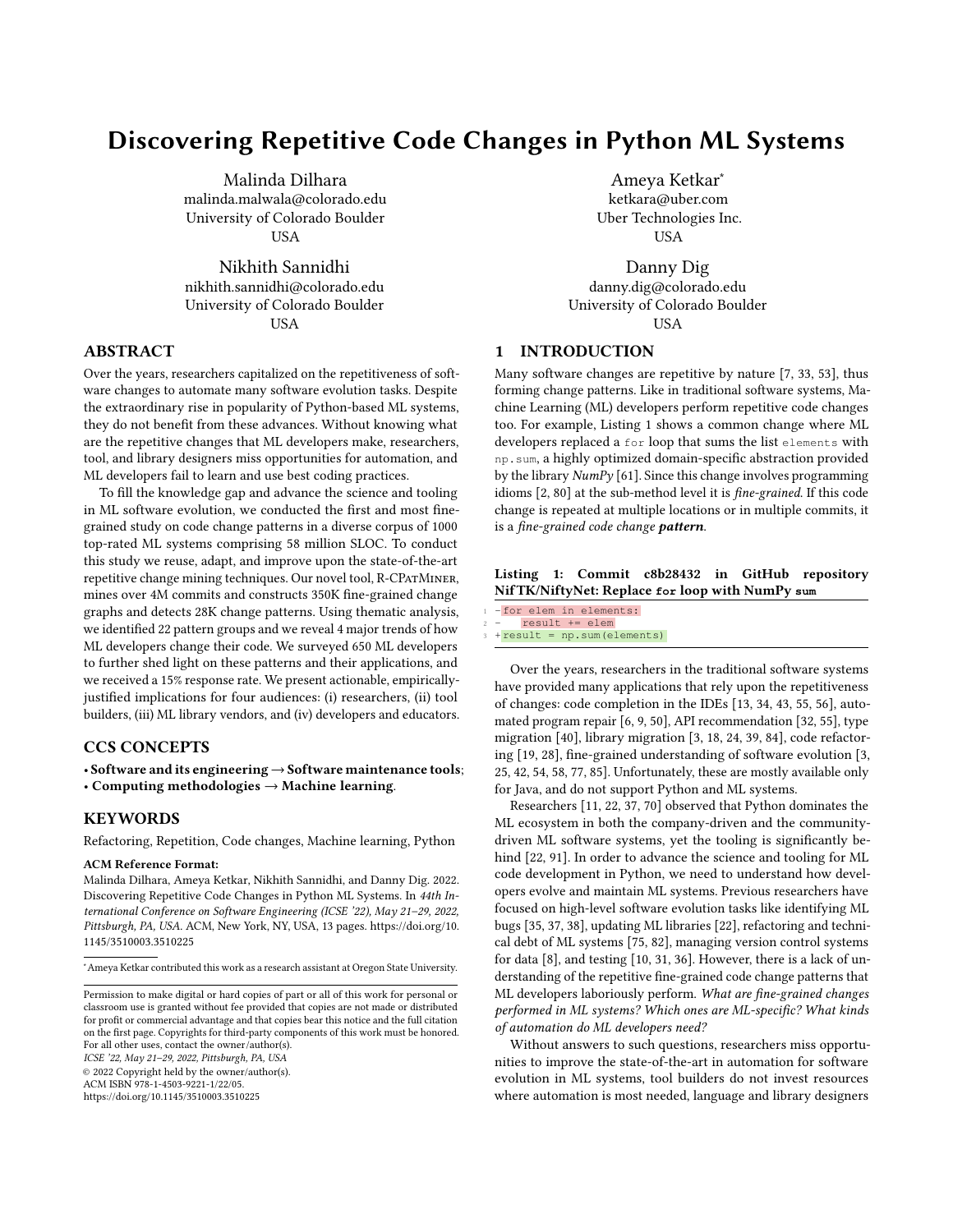# Discovering Repetitive Code Changes in Python ML Systems

Malinda Dilhara
malinda.malwala@colorado.edu
University of Colorado Boulder
USA

Ameya Ketkar*
ketkara@uber.com
Uber Technologies Inc.
USA

Nikhith Sannidhi
nikhith.sannidhi@colorado.edu
University of Colorado Boulder
USA

Danny Dig
danny.dig@colorado.edu
University of Colorado Boulder
USA

## ABSTRACT

Over the years, researchers capitalized on the repetitiveness of software changes to automate many software evolution tasks. Despite the extraordinary rise in popularity of Python-based ML systems, they do not benefit from these advances. Without knowing what are the repetitive changes that ML developers make, researchers, tool, and library designers miss opportunities for automation, and ML developers fail to learn and use best coding practices.

To fill the knowledge gap and advance the science and tooling in ML software evolution, we conducted the first and most fine-grained study on code change patterns in a diverse corpus of 1000 top-rated ML systems comprising 58 million SLOC. To conduct this study we reuse, adapt, and improve upon the state-of-the-art repetitive change mining techniques. Our novel tool, R-CPatMiner, mines over 4M commits and constructs 350K fine-grained change graphs and detects 28K change patterns. Using thematic analysis, we identified 22 pattern groups and we reveal 4 major trends of how ML developers change their code. We surveyed 650 ML developers to further shed light on these patterns and their applications, and we received a 15% response rate. We present actionable, empirically-justified implications for four audiences: (i) researchers, (ii) tool builders, (iii) ML library vendors, and (iv) developers and educators.

## CCS CONCEPTS

• **Software and its engineering → Software maintenance tools**; • **Computing methodologies → Machine learning**.

## KEYWORDS

Refactoring, Repetition, Code changes, Machine learning, Python

**ACM Reference Format:**
Malinda Dilhara, Ameya Ketkar, Nikhith Sannidhi, and Danny Dig. 2022. Discovering Repetitive Code Changes in Python ML Systems. In *44th International Conference on Software Engineering (ICSE '22), May 21–29, 2022, Pittsburgh, PA, USA.* ACM, New York, NY, USA, 13 pages. https://doi.org/10.1145/3510003.3510225

*Ameya Ketkar contributed this work as a research assistant at Oregon State University.

Permission to make digital or hard copies of part or all of this work for personal or classroom use is granted without fee provided that copies are not made or distributed for profit or commercial advantage and that copies bear this notice and the full citation on the first page. Copyrights for third-party components of this work must be honored. For all other uses, contact the owner/author(s).
*ICSE '22, May 21–29, 2022, Pittsburgh, PA, USA*
© 2022 Copyright held by the owner/author(s).
ACM ISBN 978-1-4503-9221-1/22/05.
https://doi.org/10.1145/3510003.3510225

## 1 INTRODUCTION

Many software changes are repetitive by nature [7, 33, 53], thus forming change patterns. Like in traditional software systems, Machine Learning (ML) developers perform repetitive code changes too. For example, Listing 1 shows a common change where ML developers replaced a `for` loop that sums the list `elements` with `np.sum`, a highly optimized domain-specific abstraction provided by the library *NumPy* [61]. Since this change involves programming idioms [2, 80] at the sub-method level it is *fine-grained*. If this code change is repeated at multiple locations or in multiple commits, it is a *fine-grained code change* ***pattern***.

**Listing 1: Commit c8b28432 in GitHub repository NifTK/NiftyNet: Replace `for` loop with NumPy `sum`**

```
1 -for elem in elements:
2 -    result += elem
3 +result = np.sum(elements)
```

Over the years, researchers in the traditional software systems have provided many applications that rely upon the repetitiveness of changes: code completion in the IDEs [13, 34, 43, 55, 56], automated program repair [6, 9, 50], API recommendation [32, 55], type migration [40], library migration [3, 18, 24, 39, 84], code refactoring [19, 28], fine-grained understanding of software evolution [3, 25, 42, 54, 58, 77, 85]. Unfortunately, these are mostly available only for Java, and do not support Python and ML systems.

Researchers [11, 22, 37, 70] observed that Python dominates the ML ecosystem in both the company-driven and the community-driven ML software systems, yet the tooling is significantly behind [22, 91]. In order to advance the science and tooling for ML code development in Python, we need to understand how developers evolve and maintain ML systems. Previous researchers have focused on high-level software evolution tasks like identifying ML bugs [35, 37, 38], updating ML libraries [22], refactoring and technical debt of ML systems [75, 82], managing version control systems for data [8], and testing [10, 31, 36]. However, there is a lack of understanding of the repetitive fine-grained code change patterns that ML developers laboriously perform. *What are fine-grained changes performed in ML systems? Which ones are ML-specific? What kinds of automation do ML developers need?*

Without answers to such questions, researchers miss opportunities to improve the state-of-the-art in automation for software evolution in ML systems, tool builders do not invest resources where automation is most needed, language and library designers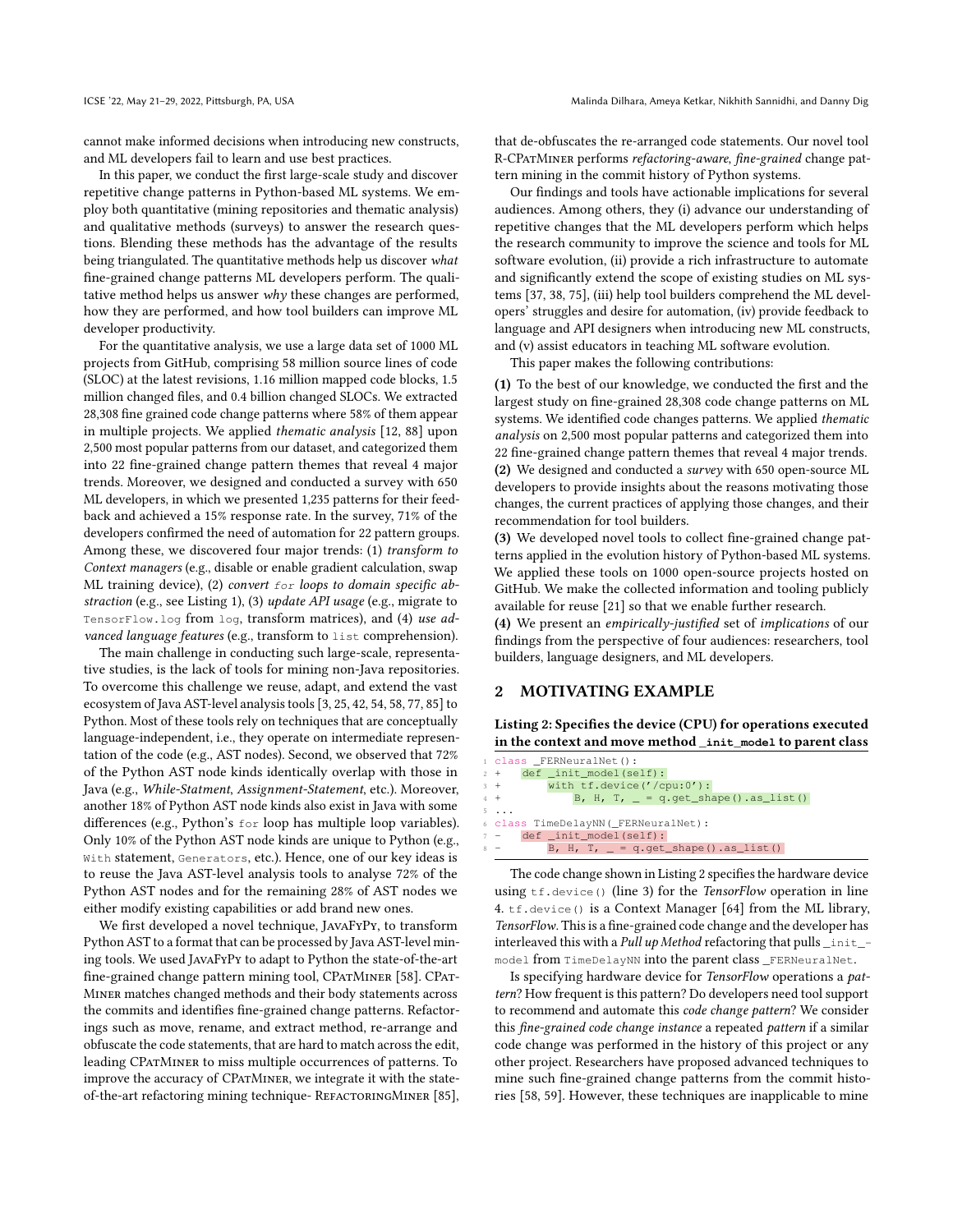cannot make informed decisions when introducing new constructs, and ML developers fail to learn and use best practices.

In this paper, we conduct the first large-scale study and discover repetitive change patterns in Python-based ML systems. We employ both quantitative (mining repositories and thematic analysis) and qualitative methods (surveys) to answer the research questions. Blending these methods has the advantage of the results being triangulated. The quantitative methods help us discover *what* fine-grained change patterns ML developers perform. The qualitative method helps us answer *why* these changes are performed, how they are performed, and how tool builders can improve ML developer productivity.

For the quantitative analysis, we use a large data set of 1000 ML projects from GitHub, comprising 58 million source lines of code (SLOC) at the latest revisions, 1.16 million mapped code blocks, 1.5 million changed files, and 0.4 billion changed SLOCs. We extracted 28,308 fine grained code change patterns where 58% of them appear in multiple projects. We applied *thematic analysis* [12, 88] upon 2,500 most popular patterns from our dataset, and categorized them into 22 fine-grained change pattern themes that reveal 4 major trends. Moreover, we designed and conducted a survey with 650 ML developers, in which we presented 1,235 patterns for their feedback and achieved a 15% response rate. In the survey, 71% of the developers confirmed the need of automation for 22 pattern groups. Among these, we discovered four major trends: (1) *transform to Context managers* (e.g., disable or enable gradient calculation, swap ML training device), (2) *convert `for` loops to domain specific abstraction* (e.g., see Listing 1), (3) *update API usage* (e.g., migrate to `TensorFlow.log` from `log`, transform matrices), and (4) *use advanced language features* (e.g., transform to `list` comprehension).

The main challenge in conducting such large-scale, representative studies, is the lack of tools for mining non-Java repositories. To overcome this challenge we reuse, adapt, and extend the vast ecosystem of Java AST-level analysis tools [3, 25, 42, 54, 58, 77, 85] to Python. Most of these tools rely on techniques that are conceptually language-independent, i.e., they operate on intermediate representation of the code (e.g., AST nodes). Second, we observed that 72% of the Python AST node kinds identically overlap with those in Java (e.g., *While-Statment*, *Assignment-Statement*, etc.). Moreover, another 18% of Python AST node kinds also exist in Java with some differences (e.g., Python's `for` loop has multiple loop variables). Only 10% of the Python AST node kinds are unique to Python (e.g., `With` statement, `Generators`, etc.). Hence, one of our key ideas is to reuse the Java AST-level analysis tools to analyse 72% of the Python AST nodes and for the remaining 28% of AST nodes we either modify existing capabilities or add brand new ones.

We first developed a novel technique, JavaFyPy, to transform Python AST to a format that can be processed by Java AST-level mining tools. We used JavaFyPy to adapt to Python the state-of-the-art fine-grained change pattern mining tool, CPatMiner [58]. CPatMiner matches changed methods and their body statements across the commits and identifies fine-grained change patterns. Refactorings such as move, rename, and extract method, re-arrange and obfuscate the code statements, that are hard to match across the edit, leading CPatMiner to miss multiple occurrences of patterns. To improve the accuracy of CPatMiner, we integrate it with the state-of-the-art refactoring mining technique- RefactoringMiner [85], that de-obfuscates the re-arranged code statements. Our novel tool R-CPatMiner performs *refactoring-aware*, *fine-grained* change pattern mining in the commit history of Python systems.

Our findings and tools have actionable implications for several audiences. Among others, they (i) advance our understanding of repetitive changes that the ML developers perform which helps the research community to improve the science and tools for ML software evolution, (ii) provide a rich infrastructure to automate and significantly extend the scope of existing studies on ML systems [37, 38, 75], (iii) help tool builders comprehend the ML developers' struggles and desire for automation, (iv) provide feedback to language and API designers when introducing new ML constructs, and (v) assist educators in teaching ML software evolution.

This paper makes the following contributions:

**(1)** To the best of our knowledge, we conducted the first and the largest study on fine-grained 28,308 code change patterns on ML systems. We identified code changes patterns. We applied *thematic analysis* on 2,500 most popular patterns and categorized them into 22 fine-grained change pattern themes that reveal 4 major trends.
**(2)** We designed and conducted a *survey* with 650 open-source ML developers to provide insights about the reasons motivating those changes, the current practices of applying those changes, and their recommendation for tool builders.
**(3)** We developed novel tools to collect fine-grained change patterns applied in the evolution history of Python-based ML systems. We applied these tools on 1000 open-source projects hosted on GitHub. We make the collected information and tooling publicly available for reuse [21] so that we enable further research.
**(4)** We present an *empirically-justified* set of *implications* of our findings from the perspective of four audiences: researchers, tool builders, language designers, and ML developers.

## 2 MOTIVATING EXAMPLE

**Listing 2: Specifies the device (CPU) for operations executed in the context and move method `_init_model` to parent class**

```
1 class _FERNeuralNet():
2 +   def _init_model(self):
3 +       with tf.device('/cpu:0'):
4 +           B, H, T, _ = q.get_shape().as_list()
5 ...
6 class TimeDelayNN(_FERNeuralNet):
7 -   def _init_model(self):
8 -       B, H, T, _ = q.get_shape().as_list()
```

The code change shown in Listing 2 specifies the hardware device using `tf.device()` (line 3) for the *TensorFlow* operation in line 4. `tf.device()` is a Context Manager [64] from the ML library, *TensorFlow*. This is a fine-grained code change and the developer has interleaved this with a *Pull up Method* refactoring that pulls `_init_model` from `TimeDelayNN` into the parent class `_FERNeuralNet`.

Is specifying hardware device for *TensorFlow* operations a *pattern*? How frequent is this pattern? Do developers need tool support to recommend and automate this *code change pattern*? We consider this *fine-grained code change instance* a repeated *pattern* if a similar code change was performed in the history of this project or any other project. Researchers have proposed advanced techniques to mine such fine-grained change patterns from the commit histories [58, 59]. However, these techniques are inapplicable to mine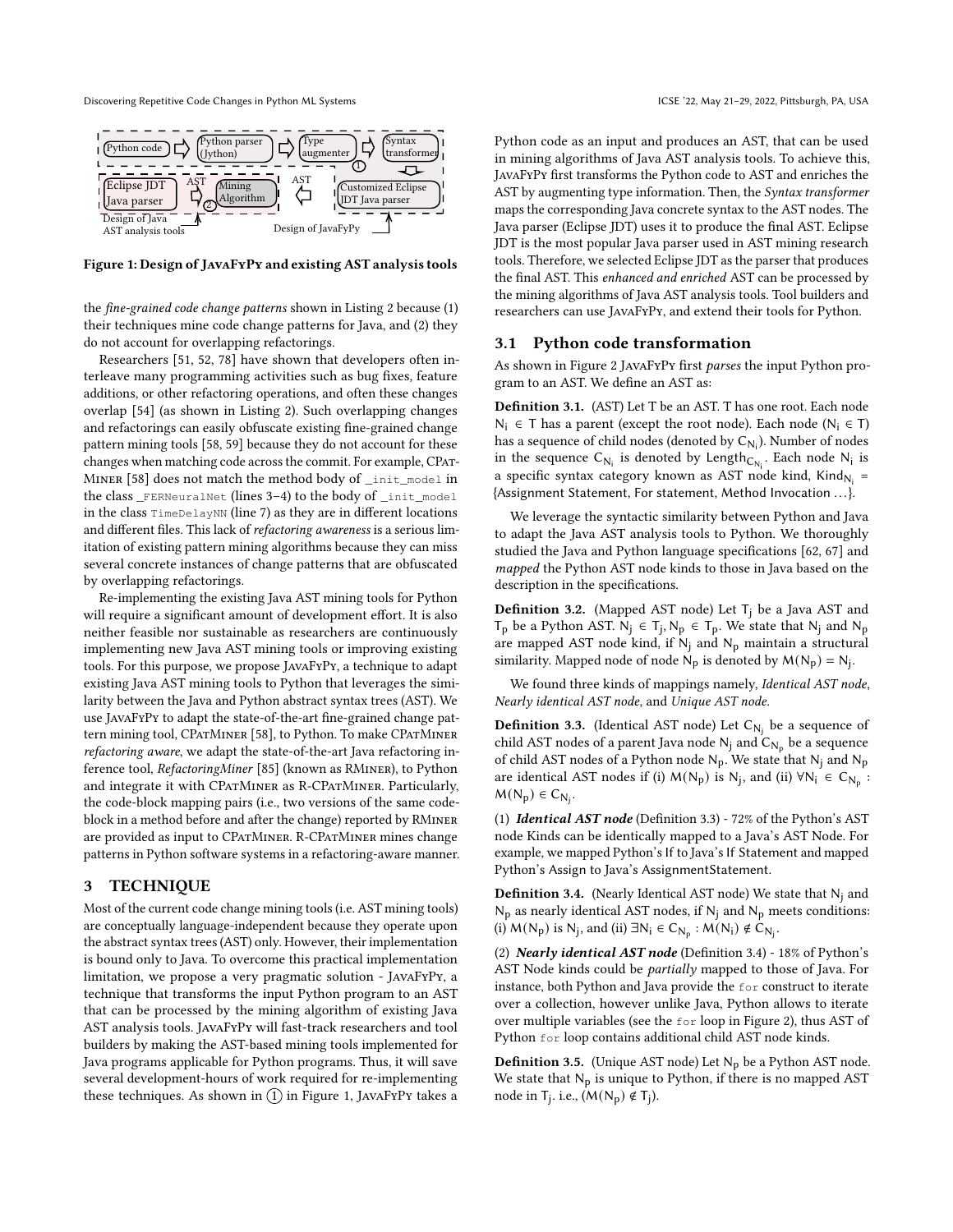Figure 1: Design of JavaFyPy and existing AST analysis tools

the *fine-grained code change patterns* shown in Listing 2 because (1) their techniques mine code change patterns for Java, and (2) they do not account for overlapping refactorings.

Researchers [51, 52, 78] have shown that developers often interleave many programming activities such as bug fixes, feature additions, or other refactoring operations, and often these changes overlap [54] (as shown in Listing 2). Such overlapping changes and refactorings can easily obfuscate existing fine-grained change pattern mining tools [58, 59] because they do not account for these changes when matching code across the commit. For example, CPatMiner [58] does not match the method body of `_init_model` in the class `_FERNeuralNet` (lines 3–4) to the body of `_init_model` in the class `TimeDelayNN` (line 7) as they are in different locations and different files. This lack of *refactoring awareness* is a serious limitation of existing pattern mining algorithms because they can miss several concrete instances of change patterns that are obfuscated by overlapping refactorings.

Re-implementing the existing Java AST mining tools for Python will require a significant amount of development effort. It is also neither feasible nor sustainable as researchers are continuously implementing new Java AST mining tools or improving existing tools. For this purpose, we propose JavaFyPy, a technique to adapt existing Java AST mining tools to Python that leverages the similarity between the Java and Python abstract syntax trees (AST). We use JavaFyPy to adapt the state-of-the-art fine-grained change pattern mining tool, CPatMiner [58], to Python. To make CPatMiner *refactoring aware*, we adapt the state-of-the-art Java refactoring inference tool, *RefactoringMiner* [85] (known as RMiner), to Python and integrate it with CPatMiner as R-CPatMiner. Particularly, the code-block mapping pairs (i.e., two versions of the same code-block in a method before and after the change) reported by RMiner are provided as input to CPatMiner. R-CPatMiner mines change patterns in Python software systems in a refactoring-aware manner.

## 3 TECHNIQUE

Most of the current code change mining tools (i.e. AST mining tools) are conceptually language-independent because they operate upon the abstract syntax trees (AST) only. However, their implementation is bound only to Java. To overcome this practical implementation limitation, we propose a very pragmatic solution - JavaFyPy, a technique that transforms the input Python program to an AST that can be processed by the mining algorithm of existing Java AST analysis tools. JavaFyPy will fast-track researchers and tool builders by making the AST-based mining tools implemented for Java programs applicable for Python programs. Thus, it will save several development-hours of work required for re-implementing these techniques. As shown in (1) in Figure 1, JavaFyPy takes a Python code as an input and produces an AST, that can be used in mining algorithms of Java AST analysis tools. To achieve this, JavaFyPy first transforms the Python code to AST and enriches the AST by augmenting type information. Then, the *Syntax transformer* maps the corresponding Java concrete syntax to the AST nodes. The Java parser (Eclipse JDT) uses it to produce the final AST. Eclipse JDT is the most popular Java parser used in AST mining research tools. Therefore, we selected Eclipse JDT as the parser that produces the final AST. This *enhanced and enriched* AST can be processed by the mining algorithms of Java AST analysis tools. Tool builders and researchers can use JavaFyPy, and extend their tools for Python.

### 3.1 Python code transformation

As shown in Figure 2 JavaFyPy first *parses* the input Python program to an AST. We define an AST as:

**Definition 3.1.** (AST) Let T be an AST. T has one root. Each node $N_i \in T$ has a parent (except the root node). Each node ($N_i \in T$) has a sequence of child nodes (denoted by $C_{N_i}$). Number of nodes in the sequence $C_{N_i}$ is denoted by $Length_{C_{N_i}}$. Each node $N_i$ is a specific syntax category known as AST node kind, $Kind_{N_i}$ = {Assignment Statement, For statement, Method Invocation . . .}.

We leverage the syntactic similarity between Python and Java to adapt the Java AST analysis tools to Python. We thoroughly studied the Java and Python language specifications [62, 67] and *mapped* the Python AST node kinds to those in Java based on the description in the specifications.

**Definition 3.2.** (Mapped AST node) Let $T_j$ be a Java AST and $T_p$ be a Python AST. $N_j \in T_j, N_p \in T_p$. We state that $N_j$ and $N_p$ are mapped AST node kind, if $N_j$ and $N_p$ maintain a structural similarity. Mapped node of node $N_p$ is denoted by $M(N_p) = N_j$.

We found three kinds of mappings namely, *Identical AST node*, *Nearly identical AST node*, and *Unique AST node*.

**Definition 3.3.** (Identical AST node) Let $C_{N_j}$ be a sequence of child AST nodes of a parent Java node $N_j$ and $C_{N_p}$ be a sequence of child AST nodes of a Python node $N_p$. We state that $N_j$ and $N_p$ are identical AST nodes if (i) $M(N_p)$ is $N_j$, and (ii) $\forall N_i \in C_{N_p} : M(N_p) \in C_{N_j}$.

(1) ***Identical AST node*** (Definition 3.3) - 72% of the Python's AST node Kinds can be identically mapped to a Java's AST Node. For example, we mapped Python's If to Java's If Statement and mapped Python's Assign to Java's AssignmentStatement.

**Definition 3.4.** (Nearly Identical AST node) We state that $N_j$ and $N_p$ as nearly identical AST nodes, if $N_j$ and $N_p$ meets conditions: (i) $M(N_p)$ is $N_j$, and (ii) $\exists N_i \in C_{N_p} : M(N_i) \notin C_{N_j}$.

(2) ***Nearly identical AST node*** (Definition 3.4) - 18% of Python's AST Node kinds could be *partially* mapped to those of Java. For instance, both Python and Java provide the `for` construct to iterate over a collection, however unlike Java, Python allows to iterate over multiple variables (see the `for` loop in Figure 2), thus AST of Python `for` loop contains additional child AST node kinds.

**Definition 3.5.** (Unique AST node) Let $N_p$ be a Python AST node. We state that $N_p$ is unique to Python, if there is no mapped AST node in $T_j$. i.e., ($M(N_p) \notin T_j$).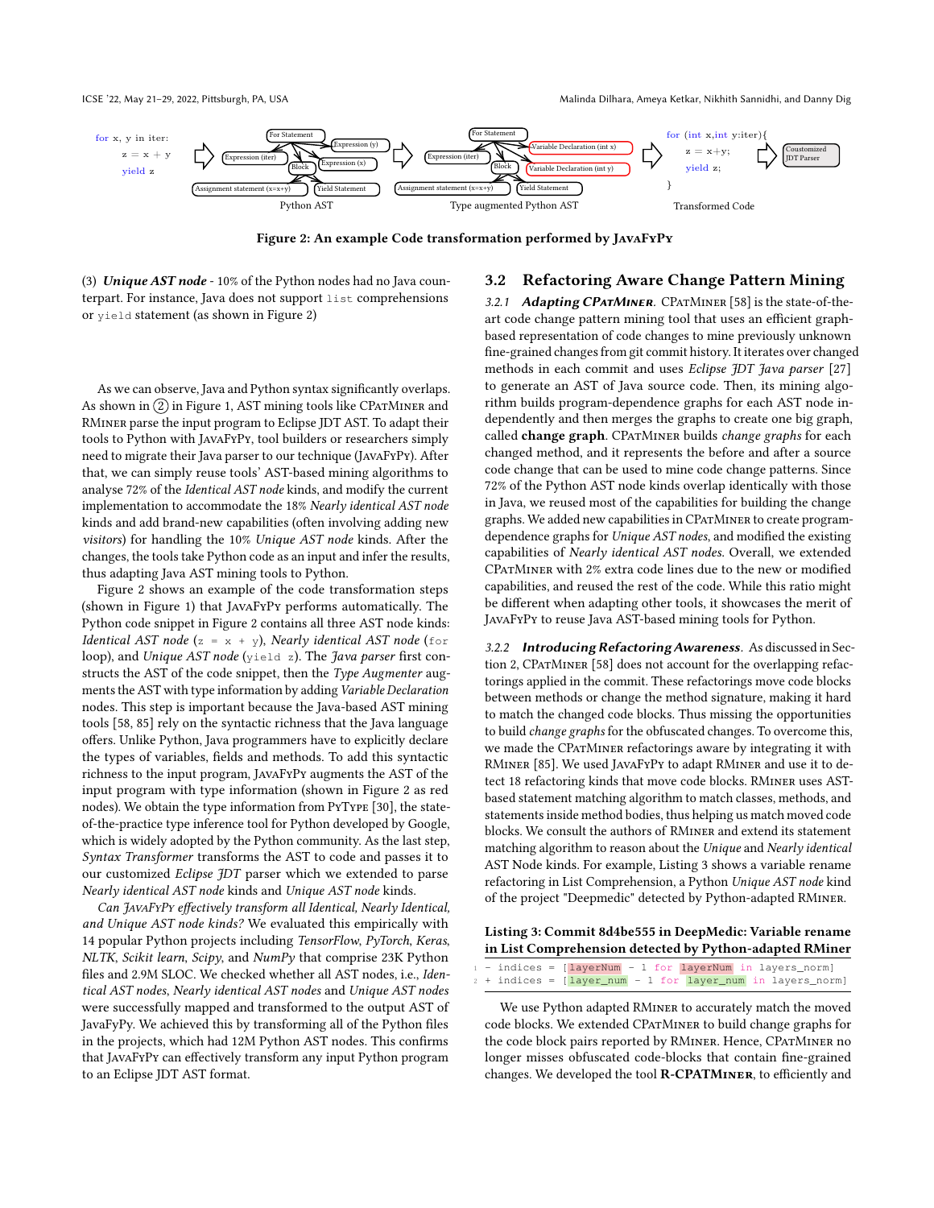```
for x, y in iter:
    z = x + y
    yield z
```

Python AST

Type augmented Python AST

```
for (int x,int y:iter){
    z = x+y;
    yield z;
}
```

Transformed Code

**Figure 2: An example Code transformation performed by JavaFyPy**

(3) ***Unique AST node*** - 10% of the Python nodes had no Java counterpart. For instance, Java does not support `list` comprehensions or `yield` statement (as shown in Figure 2)

As we can observe, Java and Python syntax significantly overlaps. As shown in ② in Figure 1, AST mining tools like CPatMiner and RMiner parse the input program to Eclipse JDT AST. To adapt their tools to Python with JavaFyPy, tool builders or researchers simply need to migrate their Java parser to our technique (JavaFyPy). After that, we can simply reuse tools' AST-based mining algorithms to analyse 72% of the *Identical AST node* kinds, and modify the current implementation to accommodate the 18% *Nearly identical AST node* kinds and add brand-new capabilities (often involving adding new *visitors*) for handling the 10% *Unique AST node* kinds. After the changes, the tools take Python code as an input and infer the results, thus adapting Java AST mining tools to Python.

Figure 2 shows an example of the code transformation steps (shown in Figure 1) that JavaFyPy performs automatically. The Python code snippet in Figure 2 contains all three AST node kinds: *Identical AST node* (`z = x + y`), *Nearly identical AST node* (`for` loop), and *Unique AST node* (`yield z`). The *Java parser* first constructs the AST of the code snippet, then the *Type Augmenter* augments the AST with type information by adding *Variable Declaration* nodes. This step is important because the Java-based AST mining tools [58, 85] rely on the syntactic richness that the Java language offers. Unlike Python, Java programmers have to explicitly declare the types of variables, fields and methods. To add this syntactic richness to the input program, JavaFyPy augments the AST of the input program with type information (shown in Figure 2 as red nodes). We obtain the type information from PyType [30], the state-of-the-practice type inference tool for Python developed by Google, which is widely adopted by the Python community. As the last step, *Syntax Transformer* transforms the AST to code and passes it to our customized *Eclipse JDT* parser which we extended to parse *Nearly identical AST node* kinds and *Unique AST node* kinds.

*Can JavaFyPy effectively transform all Identical, Nearly Identical, and Unique AST node kinds?* We evaluated this empirically with 14 popular Python projects including *TensorFlow*, *PyTorch*, *Keras*, *NLTK*, *Scikit learn*, *Scipy*, and *NumPy* that comprise 23K Python files and 2.9M SLOC. We checked whether all AST nodes, i.e., *Identical AST nodes*, *Nearly identical AST nodes* and *Unique AST nodes* were successfully mapped and transformed to the output AST of JavaFyPy. We achieved this by transforming all of the Python files in the projects, which had 12M Python AST nodes. This confirms that JavaFyPy can effectively transform any input Python program to an Eclipse JDT AST format.

## 3.2 Refactoring Aware Change Pattern Mining

### 3.2.1 *Adapting CPatMiner.*

CPatMiner [58] is the state-of-the-art code change pattern mining tool that uses an efficient graph-based representation of code changes to mine previously unknown fine-grained changes from git commit history. It iterates over changed methods in each commit and uses *Eclipse JDT Java parser* [27] to generate an AST of Java source code. Then, its mining algorithm builds program-dependence graphs for each AST node independently and then merges the graphs to create one big graph, called **change graph**. CPatMiner builds *change graphs* for each changed method, and it represents the before and after a source code change that can be used to mine code change patterns. Since 72% of the Python AST node kinds overlap identically with those in Java, we reused most of the capabilities for building the change graphs. We added new capabilities in CPatMiner to create program-dependence graphs for *Unique AST nodes*, and modified the existing capabilities of *Nearly identical AST nodes*. Overall, we extended CPatMiner with 2% extra code lines due to the new or modified capabilities, and reused the rest of the code. While this ratio might be different when adapting other tools, it showcases the merit of JavaFyPy to reuse Java AST-based mining tools for Python.

### 3.2.2 *Introducing Refactoring Awareness.*

As discussed in Section 2, CPatMiner [58] does not account for the overlapping refactorings applied in the commit. These refactorings move code blocks between methods or change the method signature, making it hard to match the changed code blocks. Thus missing the opportunities to build *change graphs* for the obfuscated changes. To overcome this, we made the CPatMiner refactorings aware by integrating it with RMiner [85]. We used JavaFyPy to adapt RMiner and use it to detect 18 refactoring kinds that move code blocks. RMiner uses AST-based statement matching algorithm to match classes, methods, and statements inside method bodies, thus helping us match moved code blocks. We consult the authors of RMiner and extend its statement matching algorithm to reason about the *Unique* and *Nearly identical* AST Node kinds. For example, Listing 3 shows a variable rename refactoring in List Comprehension, a Python *Unique AST node* kind of the project "Deepmedic" detected by Python-adapted RMiner.

**Listing 3: Commit 8d4be555 in DeepMedic: Variable rename in List Comprehension detected by Python-adapted RMiner**

```
1 - indices = [layerNum - 1 for layerNum in layers_norm]
2 + indices = [layer_num - 1 for layer_num in layers_norm]
```

We use Python adapted RMiner to accurately match the moved code blocks. We extended CPatMiner to build change graphs for the code block pairs reported by RMiner. Hence, CPatMiner no longer misses obfuscated code-blocks that contain fine-grained changes. We developed the tool **R-CPATMiner**, to efficiently and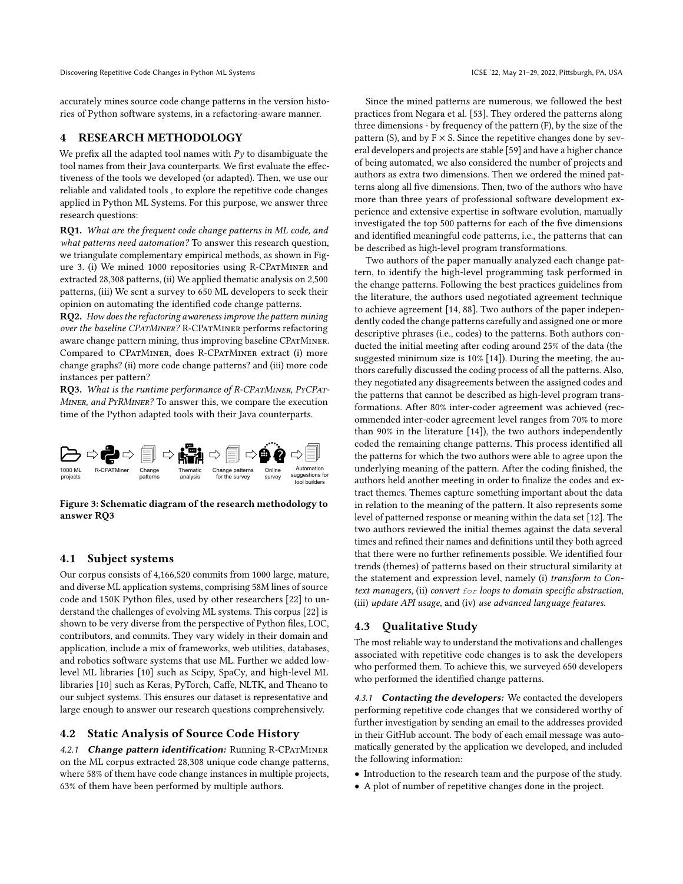accurately mines source code change patterns in the version histories of Python software systems, in a refactoring-aware manner.

# 4 RESEARCH METHODOLOGY

We prefix all the adapted tool names with *Py* to disambiguate the tool names from their Java counterparts. We first evaluate the effectiveness of the tools we developed (or adapted). Then, we use our reliable and validated tools , to explore the repetitive code changes applied in Python ML Systems. For this purpose, we answer three research questions:

**RQ1.** *What are the frequent code change patterns in ML code, and what patterns need automation?* To answer this research question, we triangulate complementary empirical methods, as shown in Figure 3. (i) We mined 1000 repositories using R-CPatMiner and extracted 28,308 patterns, (ii) We applied thematic analysis on 2,500 patterns, (iii) We sent a survey to 650 ML developers to seek their opinion on automating the identified code change patterns.

**RQ2.** *How does the refactoring awareness improve the pattern mining over the baseline CPatMiner?* R-CPatMiner performs refactoring aware change pattern mining, thus improving baseline CPatMiner. Compared to CPatMiner, does R-CPatMiner extract (i) more change graphs? (ii) more code change patterns? and (iii) more code instances per pattern?

**RQ3.** *What is the runtime performance of R-CPatMiner, PyCPatMiner, and PyRMiner?* To answer this, we compare the execution time of the Python adapted tools with their Java counterparts.

1000 ML projects ⇨ R-CPATMiner ⇨ Change patterns ⇨ Thematic analysis ⇨ Change patterns for the survey ⇨ Online survey ⇨ Automation suggestions for tool builders

**Figure 3: Schematic diagram of the research methodology to answer RQ3**

## 4.1 Subject systems

Our corpus consists of 4,166,520 commits from 1000 large, mature, and diverse ML application systems, comprising 58M lines of source code and 150K Python files, used by other researchers [22] to understand the challenges of evolving ML systems. This corpus [22] is shown to be very diverse from the perspective of Python files, LOC, contributors, and commits. They vary widely in their domain and application, include a mix of frameworks, web utilities, databases, and robotics software systems that use ML. Further we added low-level ML libraries [10] such as Scipy, SpaCy, and high-level ML libraries [10] such as Keras, PyTorch, Caffe, NLTK, and Theano to our subject systems. This ensures our dataset is representative and large enough to answer our research questions comprehensively.

## 4.2 Static Analysis of Source Code History

*4.2.1* ***Change pattern identification:*** Running R-CPatMiner on the ML corpus extracted 28,308 unique code change patterns, where 58% of them have code change instances in multiple projects, 63% of them have been performed by multiple authors.

Since the mined patterns are numerous, we followed the best practices from Negara et al. [53]. They ordered the patterns along three dimensions - by frequency of the pattern (F), by the size of the pattern (S), and by $F \times S$. Since the repetitive changes done by several developers and projects are stable [59] and have a higher chance of being automated, we also considered the number of projects and authors as extra two dimensions. Then we ordered the mined patterns along all five dimensions. Then, two of the authors who have more than three years of professional software development experience and extensive expertise in software evolution, manually investigated the top 500 patterns for each of the five dimensions and identified meaningful code patterns, i.e., the patterns that can be described as high-level program transformations.

Two authors of the paper manually analyzed each change pattern, to identify the high-level programming task performed in the change patterns. Following the best practices guidelines from the literature, the authors used negotiated agreement technique to achieve agreement [14, 88]. Two authors of the paper independently coded the change patterns carefully and assigned one or more descriptive phrases (i.e., codes) to the patterns. Both authors conducted the initial meeting after coding around 25% of the data (the suggested minimum size is 10% [14]). During the meeting, the authors carefully discussed the coding process of all the patterns. Also, they negotiated any disagreements between the assigned codes and the patterns that cannot be described as high-level program transformations. After 80% inter-coder agreement was achieved (recommended inter-coder agreement level ranges from 70% to more than 90% in the literature [14]), the two authors independently coded the remaining change patterns. This process identified all the patterns for which the two authors were able to agree upon the underlying meaning of the pattern. After the coding finished, the authors held another meeting in order to finalize the codes and extract themes. Themes capture something important about the data in relation to the meaning of the pattern. It also represents some level of patterned response or meaning within the data set [12]. The two authors reviewed the initial themes against the data several times and refined their names and definitions until they both agreed that there were no further refinements possible. We identified four trends (themes) of patterns based on their structural similarity at the statement and expression level, namely (i) *transform to Context managers*, (ii) *convert* `for` *loops to domain specific abstraction*, (iii) *update API usage*, and (iv) *use advanced language features*.

## 4.3 Qualitative Study

The most reliable way to understand the motivations and challenges associated with repetitive code changes is to ask the developers who performed them. To achieve this, we surveyed 650 developers who performed the identified change patterns.

*4.3.1* ***Contacting the developers:*** We contacted the developers performing repetitive code changes that we considered worthy of further investigation by sending an email to the addresses provided in their GitHub account. The body of each email message was automatically generated by the application we developed, and included the following information:

- Introduction to the research team and the purpose of the study.
- A plot of number of repetitive changes done in the project.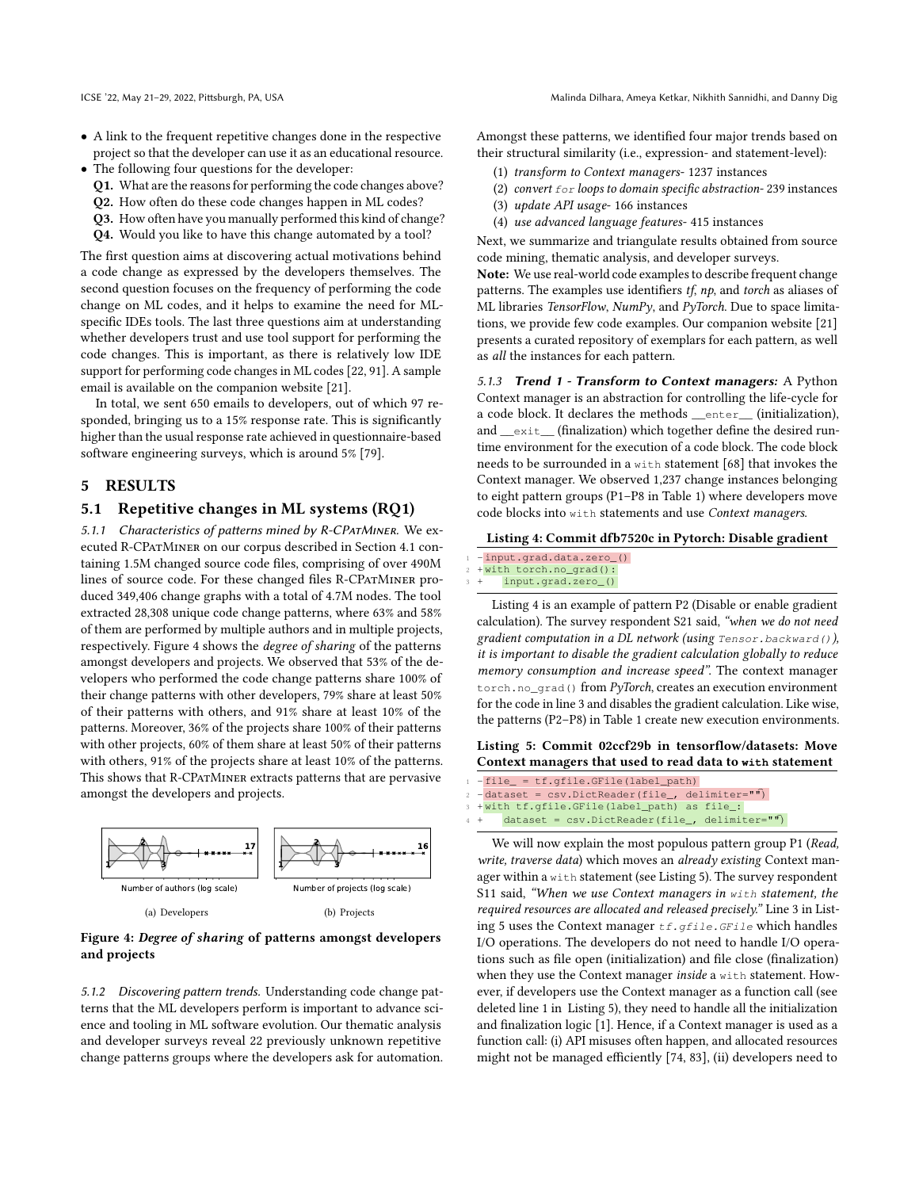- A link to the frequent repetitive changes done in the respective project so that the developer can use it as an educational resource.
- The following four questions for the developer:
  **Q1.** What are the reasons for performing the code changes above?
  **Q2.** How often do these code changes happen in ML codes?
  **Q3.** How often have you manually performed this kind of change?
  **Q4.** Would you like to have this change automated by a tool?

The first question aims at discovering actual motivations behind a code change as expressed by the developers themselves. The second question focuses on the frequency of performing the code change on ML codes, and it helps to examine the need for ML-specific IDEs tools. The last three questions aim at understanding whether developers trust and use tool support for performing the code changes. This is important, as there is relatively low IDE support for performing code changes in ML codes [22, 91]. A sample email is available on the companion website [21].

In total, we sent 650 emails to developers, out of which 97 responded, bringing us to a 15% response rate. This is significantly higher than the usual response rate achieved in questionnaire-based software engineering surveys, which is around 5% [79].

## 5 RESULTS

### 5.1 Repetitive changes in ML systems (RQ1)

*5.1.1 Characteristics of patterns mined by R-CPatMiner.* We executed R-CPatMiner on our corpus described in Section 4.1 containing 1.5M changed source code files, comprising of over 490M lines of source code. For these changed files R-CPatMiner produced 349,406 change graphs with a total of 4.7M nodes. The tool extracted 28,308 unique code change patterns, where 63% and 58% of them are performed by multiple authors and in multiple projects, respectively. Figure 4 shows the *degree of sharing* of the patterns amongst developers and projects. We observed that 53% of the developers who performed the code change patterns share 100% of their change patterns with other developers, 79% share at least 50% of their patterns with others, and 91% share at least 10% of the patterns. Moreover, 36% of the projects share 100% of their patterns with other projects, 60% of them share at least 50% of their patterns with others, 91% of the projects share at least 10% of the patterns. This shows that R-CPatMiner extracts patterns that are pervasive amongst the developers and projects.

(a) Developers — Number of authors (log scale)

(b) Projects — Number of projects (log scale)

**Figure 4: *Degree of sharing* of patterns amongst developers and projects**

*5.1.2 Discovering pattern trends.* Understanding code change patterns that the ML developers perform is important to advance science and tooling in ML software evolution. Our thematic analysis and developer surveys reveal 22 previously unknown repetitive change patterns groups where the developers ask for automation. Amongst these patterns, we identified four major trends based on their structural similarity (i.e., expression- and statement-level):

1. *transform to Context managers*- 1237 instances
2. *convert `for` loops to domain specific abstraction*- 239 instances
3. *update API usage*- 166 instances
4. *use advanced language features*- 415 instances

Next, we summarize and triangulate results obtained from source code mining, thematic analysis, and developer surveys.

**Note:** We use real-world code examples to describe frequent change patterns. The examples use identifiers *tf*, *np*, and *torch* as aliases of ML libraries *TensorFlow*, *NumPy*, and *PyTorch*. Due to space limitations, we provide few code examples. Our companion website [21] presents a curated repository of exemplars for each pattern, as well as *all* the instances for each pattern.

*5.1.3* ***Trend 1 - Transform to Context managers:*** A Python Context manager is an abstraction for controlling the life-cycle for a code block. It declares the methods `__enter__` (initialization), and `__exit__` (finalization) which together define the desired runtime environment for the execution of a code block. The code block needs to be surrounded in a `with` statement [68] that invokes the Context manager. We observed 1,237 change instances belonging to eight pattern groups (P1–P8 in Table 1) where developers move code blocks into `with` statements and use *Context managers*.

**Listing 4: Commit dfb7520c in Pytorch: Disable gradient**

```
1 -input.grad.data.zero_()
2 +with torch.no_grad():
3 +    input.grad.zero_()
```

Listing 4 is an example of pattern P2 (Disable or enable gradient calculation). The survey respondent S21 said, *"when we do not need gradient computation in a DL network (using `Tensor.backward()`), it is important to disable the gradient calculation globally to reduce memory consumption and increase speed"*. The context manager `torch.no_grad()` from *PyTorch*, creates an execution environment for the code in line 3 and disables the gradient calculation. Like wise, the patterns (P2–P8) in Table 1 create new execution environments.

**Listing 5: Commit 02ccf29b in tensorflow/datasets: Move Context managers that used to read data to `with` statement**

```
1 -file_ = tf.gfile.GFile(label_path)
2 -dataset = csv.DictReader(file_, delimiter="")
3 +with tf.gfile.GFile(label_path) as file_:
4 +    dataset = csv.DictReader(file_, delimiter="")
```

We will now explain the most populous pattern group P1 (*Read, write, traverse data*) which moves an *already existing* Context manager within a `with` statement (see Listing 5). The survey respondent S11 said, *"When we use Context managers in `with` statement, the required resources are allocated and released precisely."* Line 3 in Listing 5 uses the Context manager *`tf.gfile.GFile`* which handles I/O operations. The developers do not need to handle I/O operations such as file open (initialization) and file close (finalization) when they use the Context manager *inside* a `with` statement. However, if developers use the Context manager as a function call (see deleted line 1 in Listing 5), they need to handle all the initialization and finalization logic [1]. Hence, if a Context manager is used as a function call: (i) API misuses often happen, and allocated resources might not be managed efficiently [74, 83], (ii) developers need to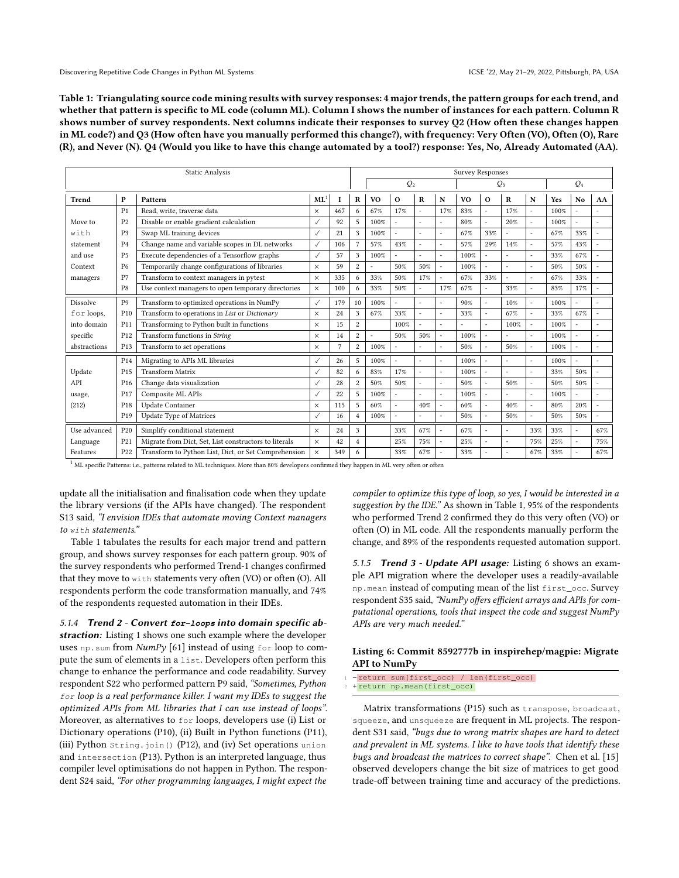**Table 1: Triangulating source code mining results with survey responses: 4 major trends, the pattern groups for each trend, and whether that pattern is specific to ML code (column ML). Column I shows the number of instances for each pattern. Column R shows number of survey respondents. Next columns indicate their responses to survey Q2 (How often these changes happen in ML code?) and Q3 (How often have you manually performed this change?), with frequency: Very Often (VO), Often (O), Rare (R), and Never (N). Q4 (Would you like to have this change automated by a tool?) response: Yes, No, Already Automated (AA).**

| Static Analysis | | | | | Survey Responses | | | | | | | | | | | | |
|---|---|---|---|---|---|---|---|---|---|---|---|---|---|---|---|---|---|
| | | | | | | $Q_2$ | | | | $Q_3$ | | | | $Q_4$ | | | |
| **Trend** | **P** | **Pattern** | **ML**[1] | **I** | **R** | **VO** | **O** | **R** | **N** | **VO** | **O** | **R** | **N** | **Yes** | **No** | **AA** |
| Move to `with` statement and use Context managers | P1 | Read, write, traverse data | × | 467 | 6 | 67% | 17% | - | 17% | 83% | - | 17% | - | 100% | - | - |
| | P2 | Disable or enable gradient calculation | ✓ | 92 | 5 | 100% | - | - | - | 80% | - | 20% | - | 100% | - | - |
| | P3 | Swap ML training devices | ✓ | 21 | 3 | 100% | - | - | - | 67% | 33% | - | - | 67% | 33% | - |
| | P4 | Change name and variable scopes in DL networks | ✓ | 106 | 7 | 57% | 43% | - | - | 57% | 29% | 14% | - | 57% | 43% | - |
| | P5 | Execute dependencies of a Tensorflow graphs | ✓ | 57 | 3 | 100% | - | - | - | 100% | - | - | - | 33% | 67% | - |
| | P6 | Temporarily change configurations of libraries | × | 59 | 2 | - | 50% | 50% | - | 100% | - | - | - | 50% | 50% | - |
| | P7 | Transform to context managers in pytest | × | 335 | 6 | 33% | 50% | 17% | - | 67% | 33% | - | - | 67% | 33% | - |
| | P8 | Use context managers to open temporary directories | × | 100 | 6 | 33% | 50% | - | 17% | 67% | - | 33% | - | 83% | 17% | - |
| Dissolve `for` loops, into domain specific abstractions | P9 | Transform to optimized operations in NumPy | ✓ | 179 | 10 | 100% | - | - | - | 90% | - | 10% | - | 100% | - | - |
| | P10 | Transform to operations in *List* or *Dictionary* | × | 24 | 3 | 67% | 33% | - | - | 33% | - | 67% | - | 33% | 67% | - |
| | P11 | Transforming to Python built in functions | × | 15 | 2 | | 100% | - | - | - | - | 100% | - | 100% | - | - |
| | P12 | Transform functions in *String* | × | 14 | 2 | - | 50% | 50% | - | 100% | - | - | - | 100% | - | - |
| | P13 | Transform to set operations | × | 7 | 2 | 100% | - | - | - | 50% | - | 50% | - | 100% | - | - |
| Update API usage, (212) | P14 | Migrating to APIs ML libraries | ✓ | 26 | 5 | 100% | - | - | - | 100% | - | - | - | 100% | - | - |
| | P15 | Transform Matrix | ✓ | 82 | 6 | 83% | 17% | - | - | 100% | - | - | - | 33% | 50% | - |
| | P16 | Change data visualization | ✓ | 28 | 2 | 50% | 50% | - | - | 50% | - | 50% | - | 50% | 50% | - |
| | P17 | Composite ML APIs | ✓ | 22 | 5 | 100% | - | - | - | 100% | - | - | - | 100% | - | - |
| | P18 | Update Container | × | 115 | 5 | 60% | - | 40% | - | 60% | - | 40% | - | 80% | 20% | - |
| | P19 | Update Type of Matrices | ✓ | 16 | 4 | 100% | - | - | - | 50% | - | 50% | - | 50% | 50% | - |
| Use advanced Language Features | P20 | Simplify conditional statement | × | 24 | 3 | | 33% | 67% | - | 67% | - | - | 33% | 33% | - | 67% |
| | P21 | Migrate from Dict, Set, List constructors to literals | × | 42 | 4 | | 25% | 75% | - | 25% | - | - | 75% | 25% | - | 75% |
| | P22 | Transform to Python List, Dict, or Set Comprehension | × | 349 | 6 | | 33% | 67% | - | 33% | - | - | 67% | 33% | - | 67% |

[1] ML specific Patterns: i.e., patterns related to ML techniques. More than 80% developers confirmed they happen in ML very often or often

update all the initialisation and finalisation code when they update the library versions (if the APIs have changed). The respondent S13 said, *"I envision IDEs that automate moving Context managers to `with` statements."*

Table 1 tabulates the results for each major trend and pattern group, and shows survey responses for each pattern group. 90% of the survey respondents who performed Trend-1 changes confirmed that they move to `with` statements very often (VO) or often (O). All respondents perform the code transformation manually, and 74% of the respondents requested automation in their IDEs.

#### 5.1.4 *Trend 2 - Convert `for-loops` into domain specific abstraction:*

Listing 1 shows one such example where the developer uses `np.sum` from *NumPy* [61] instead of using `for` loop to compute the sum of elements in a `list`. Developers often perform this change to enhance the performance and code readability. Survey respondent S22 who performed pattern P9 said, *"Sometimes, Python `for` loop is a real performance killer. I want my IDEs to suggest the optimized APIs from ML libraries that I can use instead of loops"*. Moreover, as alternatives to `for` loops, developers use (i) List or Dictionary operations (P10), (ii) Built in Python functions (P11), (iii) Python `String.join()` (P12), and (iv) Set operations `union` and `intersection` (P13). Python is an interpreted language, thus compiler level optimisations do not happen in Python. The respondent S24 said, *"For other programming languages, I might expect the compiler to optimize this type of loop, so yes, I would be interested in a suggestion by the IDE."* As shown in Table 1, 95% of the respondents who performed Trend 2 confirmed they do this very often (VO) or often (O) in ML code. All the respondents manually perform the change, and 89% of the respondents requested automation support.

#### 5.1.5 *Trend 3 - Update API usage:*

Listing 6 shows an example API migration where the developer uses a readily-available `np.mean` instead of computing mean of the list `first_occ`. Survey respondent S35 said, *"NumPy offers efficient arrays and APIs for computational operations, tools that inspect the code and suggest NumPy APIs are very much needed."*

**Listing 6: Commit 8592777b in inspirehep/magpie: Migrate API to NumPy**

```
1 -return sum(first_occ) / len(first_occ)
2 +return np.mean(first_occ)
```

Matrix transformations (P15) such as `transpose`, `broadcast`, `squeeze`, and `unsqueeze` are frequent in ML projects. The respondent S31 said, *"bugs due to wrong matrix shapes are hard to detect and prevalent in ML systems. I like to have tools that identify these bugs and broadcast the matrices to correct shape"*. Chen et al. [15] observed developers change the bit size of matrices to get good trade-off between training time and accuracy of the predictions.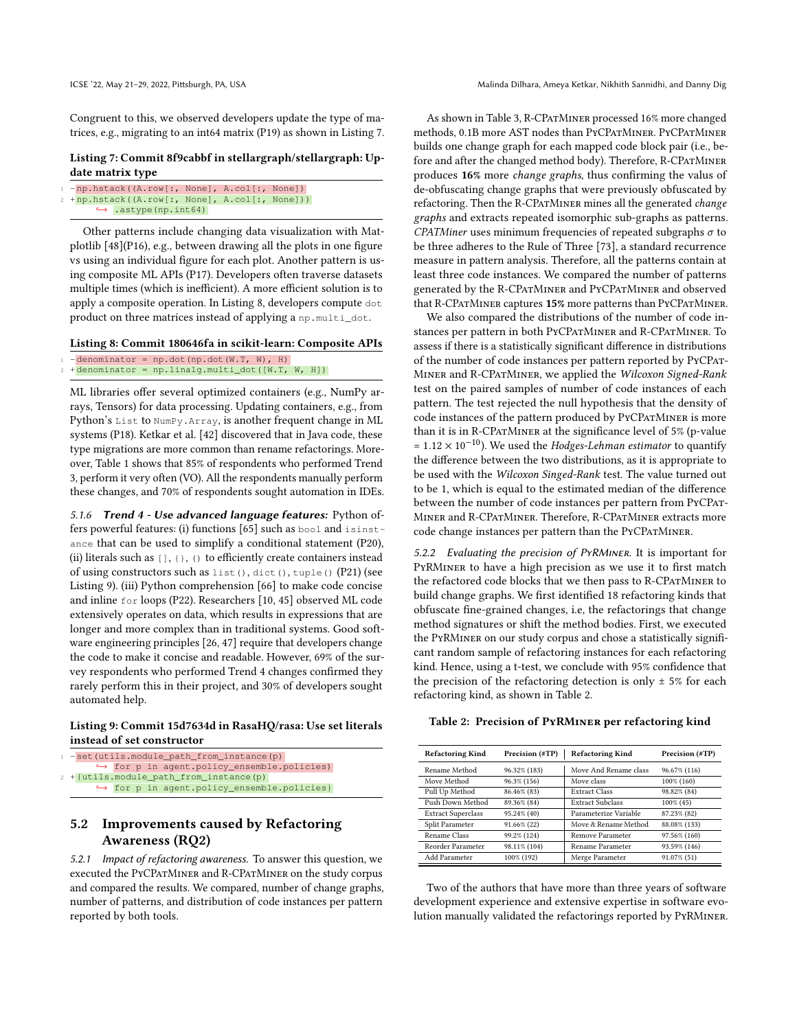Congruent to this, we observed developers update the type of matrices, e.g., migrating to an int64 matrix (P19) as shown in Listing 7.

**Listing 7: Commit 8f9cabbf in stellargraph/stellargraph: Update matrix type**

```
1 -np.hstack((A.row[:, None], A.col[:, None]), H)
2 +np.hstack((A.row[:, None], A.col[:, None]))
      ↪ .astype(np.int64)
```

Other patterns include changing data visualization with Matplotlib [48](P16), e.g., between drawing all the plots in one figure vs using an individual figure for each plot. Another pattern is using composite ML APIs (P17). Developers often traverse datasets multiple times (which is inefficient). A more efficient solution is to apply a composite operation. In Listing 8, developers compute `dot` product on three matrices instead of applying a `np.multi_dot`.

**Listing 8: Commit 180646fa in scikit-learn: Composite APIs**

```
1 -denominator = np.dot(np.dot(W.T, W), H)
2 +denominator = np.linalg.multi_dot([W.T, W, H])
```

ML libraries offer several optimized containers (e.g., NumPy arrays, Tensors) for data processing. Updating containers, e.g., from Python's `List` to `NumPy.Array`, is another frequent change in ML systems (P18). Ketkar et al. [42] discovered that in Java code, these type migrations are more common than rename refactorings. Moreover, Table 1 shows that 85% of respondents who performed Trend 3, perform it very often (VO). All the respondents manually perform these changes, and 70% of respondents sought automation in IDEs.

#### 5.1.6 *Trend 4 - Use advanced language features:*

Python offers powerful features: (i) functions [65] such as `bool` and `isinstance` that can be used to simplify a conditional statement (P20), (ii) literals such as `[]`, `{}`, `()` to efficiently create containers instead of using constructors such as `list()`, `dict()`, `tuple()` (P21) (see Listing 9). (iii) Python comprehension [66] to make code concise and inline `for` loops (P22). Researchers [10, 45] observed ML code extensively operates on data, which results in expressions that are longer and more complex than in traditional systems. Good software engineering principles [26, 47] require that developers change the code to make it concise and readable. However, 69% of the survey respondents who performed Trend 4 changes confirmed they rarely perform this in their project, and 30% of developers sought automated help.

**Listing 9: Commit 15d7634d in RasaHQ/rasa: Use set literals instead of set constructor**

```
1 -set(utils.module_path_from_instance(p)
      ↪ for p in agent.policy_ensemble.policies)
2 +{utils.module_path_from_instance(p)
      ↪ for p in agent.policy_ensemble.policies}
```

## 5.2 Improvements caused by Refactoring Awareness (RQ2)

#### 5.2.1 *Impact of refactoring awareness.*

To answer this question, we executed the PyCPatMiner and R-CPatMiner on the study corpus and compared the results. We compared, number of change graphs, number of patterns, and distribution of code instances per pattern reported by both tools.

As shown in Table 3, R-CPatMiner processed 16% more changed methods, 0.1B more AST nodes than PyCPatMiner. PyCPatMiner builds one change graph for each mapped code block pair (i.e., before and after the changed method body). Therefore, R-CPatMiner produces **16%** more *change graphs*, thus confirming the valus of de-obfuscating change graphs that were previously obfuscated by refactoring. Then the R-CPatMiner mines all the generated *change graphs* and extracts repeated isomorphic sub-graphs as patterns. *CPATMiner* uses minimum frequencies of repeated subgraphs $\sigma$ to be three adheres to the Rule of Three [73], a standard recurrence measure in pattern analysis. Therefore, all the patterns contain at least three code instances. We compared the number of patterns generated by the R-CPatMiner and PyCPatMiner and observed that R-CPatMiner captures **15%** more patterns than PyCPatMiner.

We also compared the distributions of the number of code instances per pattern in both PyCPatMiner and R-CPatMiner. To assess if there is a statistically significant difference in distributions of the number of code instances per pattern reported by PyCPatMiner and R-CPatMiner, we applied the *Wilcoxon Signed-Rank* test on the paired samples of number of code instances of each pattern. The test rejected the null hypothesis that the density of code instances of the pattern produced by PyCPatMiner is more than it is in R-CPatMiner at the significance level of 5% (p-value $= 1.12 \times 10^{-10}$). We used the *Hodges-Lehman estimator* to quantify the difference between the two distributions, as it is appropriate to be used with the *Wilcoxon Singed-Rank* test. The value turned out to be 1, which is equal to the estimated median of the difference between the number of code instances per pattern from PyCPatMiner and R-CPatMiner. Therefore, R-CPatMiner extracts more code change instances per pattern than the PyCPatMiner.

#### 5.2.2 *Evaluating the precision of PyRMiner.*

It is important for PyRMiner to have a high precision as we use it to first match the refactored code blocks that we then pass to R-CPatMiner to build change graphs. We first identified 18 refactoring kinds that obfuscate fine-grained changes, i.e, the refactorings that change method signatures or shift the method bodies. First, we executed the PyRMiner on our study corpus and chose a statistically significant random sample of refactoring instances for each refactoring kind. Hence, using a t-test, we conclude with 95% confidence that the precision of the refactoring detection is only ± 5% for each refactoring kind, as shown in Table 2.

**Table 2: Precision of PyRMiner per refactoring kind**

| Refactoring Kind | Precision (#TP) | Refactoring Kind | Precision (#TP) |
|---|---|---|---|
| Rename Method | 96.32% (183) | Move And Rename class | 96.67% (116) |
| Move Method | 96.3% (156) | Move class | 100% (160) |
| Pull Up Method | 86.46% (83) | Extract Class | 98.82% (84) |
| Push Down Method | 89.36% (84) | Extract Subclass | 100% (45) |
| Extract Superclass | 95.24% (40) | Parameterize Variable | 87.23% (82) |
| Split Parameter | 91.66% (22) | Move & Rename Method | 88.08% (133) |
| Rename Class | 99.2% (124) | Remove Parameter | 97.56% (160) |
| Reorder Parameter | 98.11% (104) | Rename Parameter | 93.59% (146) |
| Add Parameter | 100% (192) | Merge Parameter | 91.07% (51) |

Two of the authors that have more than three years of software development experience and extensive expertise in software evolution manually validated the refactorings reported by PyRMiner.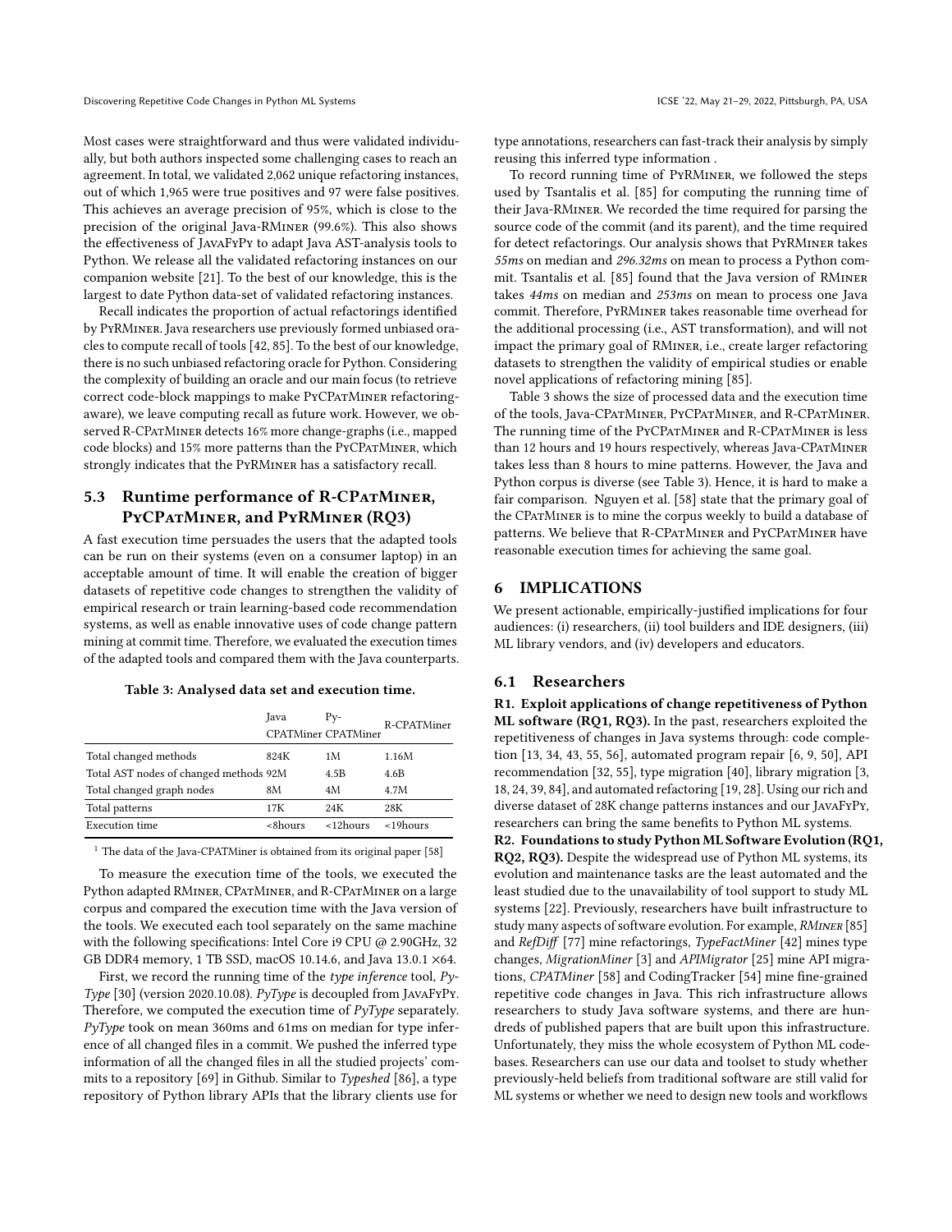Most cases were straightforward and thus were validated individually, but both authors inspected some challenging cases to reach an agreement. In total, we validated 2,062 unique refactoring instances, out of which 1,965 were true positives and 97 were false positives. This achieves an average precision of 95%, which is close to the precision of the original Java-RMiner (99.6%). This also shows the effectiveness of JavaFyPy to adapt Java AST-analysis tools to Python. We release all the validated refactoring instances on our companion website [21]. To the best of our knowledge, this is the largest to date Python data-set of validated refactoring instances.

Recall indicates the proportion of actual refactorings identified by PyRMiner. Java researchers use previously formed unbiased oracles to compute recall of tools [42, 85]. To the best of our knowledge, there is no such unbiased refactoring oracle for Python. Considering the complexity of building an oracle and our main focus (to retrieve correct code-block mappings to make PyCPatMiner refactoring-aware), we leave computing recall as future work. However, we observed R-CPatMiner detects 16% more change-graphs (i.e., mapped code blocks) and 15% more patterns than the PyCPatMiner, which strongly indicates that the PyRMiner has a satisfactory recall.

## 5.3 Runtime performance of R-CPatMiner, PyCPatMiner, and PyRMiner (RQ3)

A fast execution time persuades the users that the adapted tools can be run on their systems (even on a consumer laptop) in an acceptable amount of time. It will enable the creation of bigger datasets of repetitive code changes to strengthen the validity of empirical research or train learning-based code recommendation systems, as well as enable innovative uses of code change pattern mining at commit time. Therefore, we evaluated the execution times of the adapted tools and compared them with the Java counterparts.

**Table 3: Analysed data set and execution time.**

| | Java CPATMiner | Py-CPATMiner | R-CPATMiner |
|---|---|---|---|
| Total changed methods | 824K | 1M | 1.16M |
| Total AST nodes of changed methods | 92M | 4.5B | 4.6B |
| Total changed graph nodes | 8M | 4M | 4.7M |
| Total patterns | 17K | 24K | 28K |
| Execution time | <8hours | <12hours | <19hours |

[1] The data of the Java-CPATMiner is obtained from its original paper [58]

To measure the execution time of the tools, we executed the Python adapted RMiner, CPatMiner, and R-CPatMiner on a large corpus and compared the execution time with the Java version of the tools. We executed each tool separately on the same machine with the following specifications: Intel Core i9 CPU @ 2.90GHz, 32 GB DDR4 memory, 1 TB SSD, macOS 10.14.6, and Java 13.0.1 ×64.

First, we record the running time of the *type inference* tool, *PyType* [30] (version 2020.10.08). *PyType* is decoupled from JavaFyPy. Therefore, we computed the execution time of *PyType* separately. *PyType* took on mean 360ms and 61ms on median for type inference of all changed files in a commit. We pushed the inferred type information of all the changed files in all the studied projects' commits to a repository [69] in Github. Similar to *Typeshed* [86], a type repository of Python library APIs that the library clients use for type annotations, researchers can fast-track their analysis by simply reusing this inferred type information .

To record running time of PyRMiner, we followed the steps used by Tsantalis et al. [85] for computing the running time of their Java-RMiner. We recorded the time required for parsing the source code of the commit (and its parent), and the time required for detect refactorings. Our analysis shows that PyRMiner takes *55ms* on median and *296.32ms* on mean to process a Python commit. Tsantalis et al. [85] found that the Java version of RMiner takes *44ms* on median and *253ms* on mean to process one Java commit. Therefore, PyRMiner takes reasonable time overhead for the additional processing (i.e., AST transformation), and will not impact the primary goal of RMiner, i.e., create larger refactoring datasets to strengthen the validity of empirical studies or enable novel applications of refactoring mining [85].

Table 3 shows the size of processed data and the execution time of the tools, Java-CPatMiner, PyCPatMiner, and R-CPatMiner. The running time of the PyCPatMiner and R-CPatMiner is less than 12 hours and 19 hours respectively, whereas Java-CPatMiner takes less than 8 hours to mine patterns. However, the Java and Python corpus is diverse (see Table 3). Hence, it is hard to make a fair comparison. Nguyen et al. [58] state that the primary goal of the CPatMiner is to mine the corpus weekly to build a database of patterns. We believe that R-CPatMiner and PyCPatMiner have reasonable execution times for achieving the same goal.

# 6 IMPLICATIONS

We present actionable, empirically-justified implications for four audiences: (i) researchers, (ii) tool builders and IDE designers, (iii) ML library vendors, and (iv) developers and educators.

## 6.1 Researchers

**R1. Exploit applications of change repetitiveness of Python ML software (RQ1, RQ3).** In the past, researchers exploited the repetitiveness of changes in Java systems through: code completion [13, 34, 43, 55, 56], automated program repair [6, 9, 50], API recommendation [32, 55], type migration [40], library migration [3, 18, 24, 39, 84], and automated refactoring [19, 28]. Using our rich and diverse dataset of 28K change patterns instances and our JavaFyPy, researchers can bring the same benefits to Python ML systems.

**R2. Foundations to study Python ML Software Evolution (RQ1, RQ2, RQ3).** Despite the widespread use of Python ML systems, its evolution and maintenance tasks are the least automated and the least studied due to the unavailability of tool support to study ML systems [22]. Previously, researchers have built infrastructure to study many aspects of software evolution. For example, *RMiner* [85] and *RefDiff* [77] mine refactorings, *TypeFactMiner* [42] mines type changes, *MigrationMiner* [3] and *APIMigrator* [25] mine API migrations, *CPATMiner* [58] and CodingTracker [54] mine fine-grained repetitive code changes in Java. This rich infrastructure allows researchers to study Java software systems, and there are hundreds of published papers that are built upon this infrastructure. Unfortunately, they miss the whole ecosystem of Python ML codebases. Researchers can use our data and toolset to study whether previously-held beliefs from traditional software are still valid for ML systems or whether we need to design new tools and workflows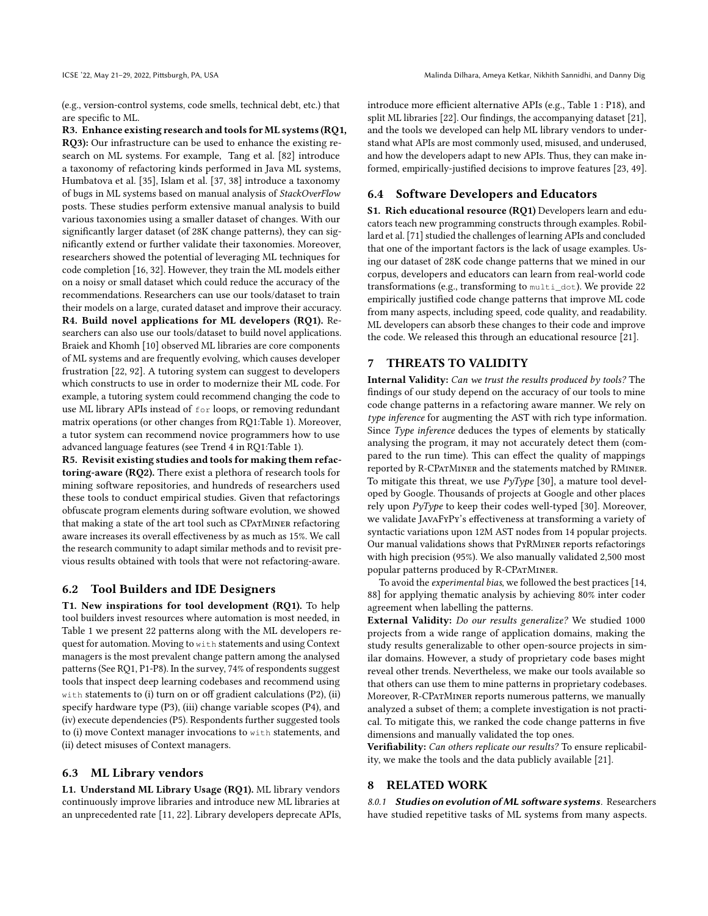(e.g., version-control systems, code smells, technical debt, etc.) that are specific to ML.

**R3. Enhance existing research and tools for ML systems (RQ1, RQ3):** Our infrastructure can be used to enhance the existing research on ML systems. For example, Tang et al. [82] introduce a taxonomy of refactoring kinds performed in Java ML systems, Humbatova et al. [35], Islam et al. [37, 38] introduce a taxonomy of bugs in ML systems based on manual analysis of *StackOverFlow* posts. These studies perform extensive manual analysis to build various taxonomies using a smaller dataset of changes. With our significantly larger dataset (of 28K change patterns), they can significantly extend or further validate their taxonomies. Moreover, researchers showed the potential of leveraging ML techniques for code completion [16, 32]. However, they train the ML models either on a noisy or small dataset which could reduce the accuracy of the recommendations. Researchers can use our tools/dataset to train their models on a large, curated dataset and improve their accuracy.

**R4. Build novel applications for ML developers (RQ1).** Researchers can also use our tools/dataset to build novel applications. Braiek and Khomh [10] observed ML libraries are core components of ML systems and are frequently evolving, which causes developer frustration [22, 92]. A tutoring system can suggest to developers which constructs to use in order to modernize their ML code. For example, a tutoring system could recommend changing the code to use ML library APIs instead of `for` loops, or removing redundant matrix operations (or other changes from RQ1:Table 1). Moreover, a tutor system can recommend novice programmers how to use advanced language features (see Trend 4 in RQ1:Table 1).

**R5. Revisit existing studies and tools for making them refactoring-aware (RQ2).** There exist a plethora of research tools for mining software repositories, and hundreds of researchers used these tools to conduct empirical studies. Given that refactorings obfuscate program elements during software evolution, we showed that making a state of the art tool such as CPatMiner refactoring aware increases its overall effectiveness by as much as 15%. We call the research community to adapt similar methods and to revisit previous results obtained with tools that were not refactoring-aware.

## 6.2 Tool Builders and IDE Designers

**T1. New inspirations for tool development (RQ1).** To help tool builders invest resources where automation is most needed, in Table 1 we present 22 patterns along with the ML developers request for automation. Moving to `with` statements and using Context managers is the most prevalent change pattern among the analysed patterns (See RQ1, P1-P8). In the survey, 74% of respondents suggest tools that inspect deep learning codebases and recommend using `with` statements to (i) turn on or off gradient calculations (P2), (ii) specify hardware type (P3), (iii) change variable scopes (P4), and (iv) execute dependencies (P5). Respondents further suggested tools to (i) move Context manager invocations to `with` statements, and (ii) detect misuses of Context managers.

## 6.3 ML Library vendors

**L1. Understand ML Library Usage (RQ1).** ML library vendors continuously improve libraries and introduce new ML libraries at an unprecedented rate [11, 22]. Library developers deprecate APIs, introduce more efficient alternative APIs (e.g., Table 1 : P18), and split ML libraries [22]. Our findings, the accompanying dataset [21], and the tools we developed can help ML library vendors to understand what APIs are most commonly used, misused, and underused, and how the developers adapt to new APIs. Thus, they can make informed, empirically-justified decisions to improve features [23, 49].

## 6.4 Software Developers and Educators

**S1. Rich educational resource (RQ1)** Developers learn and educators teach new programming constructs through examples. Robillard et al. [71] studied the challenges of learning APIs and concluded that one of the important factors is the lack of usage examples. Using our dataset of 28K code change patterns that we mined in our corpus, developers and educators can learn from real-world code transformations (e.g., transforming to `multi_dot`). We provide 22 empirically justified code change patterns that improve ML code from many aspects, including speed, code quality, and readability. ML developers can absorb these changes to their code and improve the code. We released this through an educational resource [21].

# 7 THREATS TO VALIDITY

**Internal Validity:** *Can we trust the results produced by tools?* The findings of our study depend on the accuracy of our tools to mine code change patterns in a refactoring aware manner. We rely on *type inference* for augmenting the AST with rich type information. Since *Type inference* deduces the types of elements by statically analysing the program, it may not accurately detect them (compared to the run time). This can effect the quality of mappings reported by R-CPatMiner and the statements matched by RMiner. To mitigate this threat, we use *PyType* [30], a mature tool developed by Google. Thousands of projects at Google and other places rely upon *PyType* to keep their codes well-typed [30]. Moreover, we validate JavaFyPy's effectiveness at transforming a variety of syntactic variations upon 12M AST nodes from 14 popular projects. Our manual validations shows that PyRMiner reports refactorings with high precision (95%). We also manually validated 2,500 most popular patterns produced by R-CPatMiner.

To avoid the *experimental bias*, we followed the best practices [14, 88] for applying thematic analysis by achieving 80% inter coder agreement when labelling the patterns.

**External Validity:** *Do our results generalize?* We studied 1000 projects from a wide range of application domains, making the study results generalizable to other open-source projects in similar domains. However, a study of proprietary code bases might reveal other trends. Nevertheless, we make our tools available so that others can use them to mine patterns in proprietary codebases. Moreover, R-CPatMiner reports numerous patterns, we manually analyzed a subset of them; a complete investigation is not practical. To mitigate this, we ranked the code change patterns in five dimensions and manually validated the top ones.

**Verifiability:** *Can others replicate our results?* To ensure replicability, we make the tools and the data publicly available [21].

# 8 RELATED WORK

#### 8.0.1 *Studies on evolution of ML software systems*.

Researchers have studied repetitive tasks of ML systems from many aspects.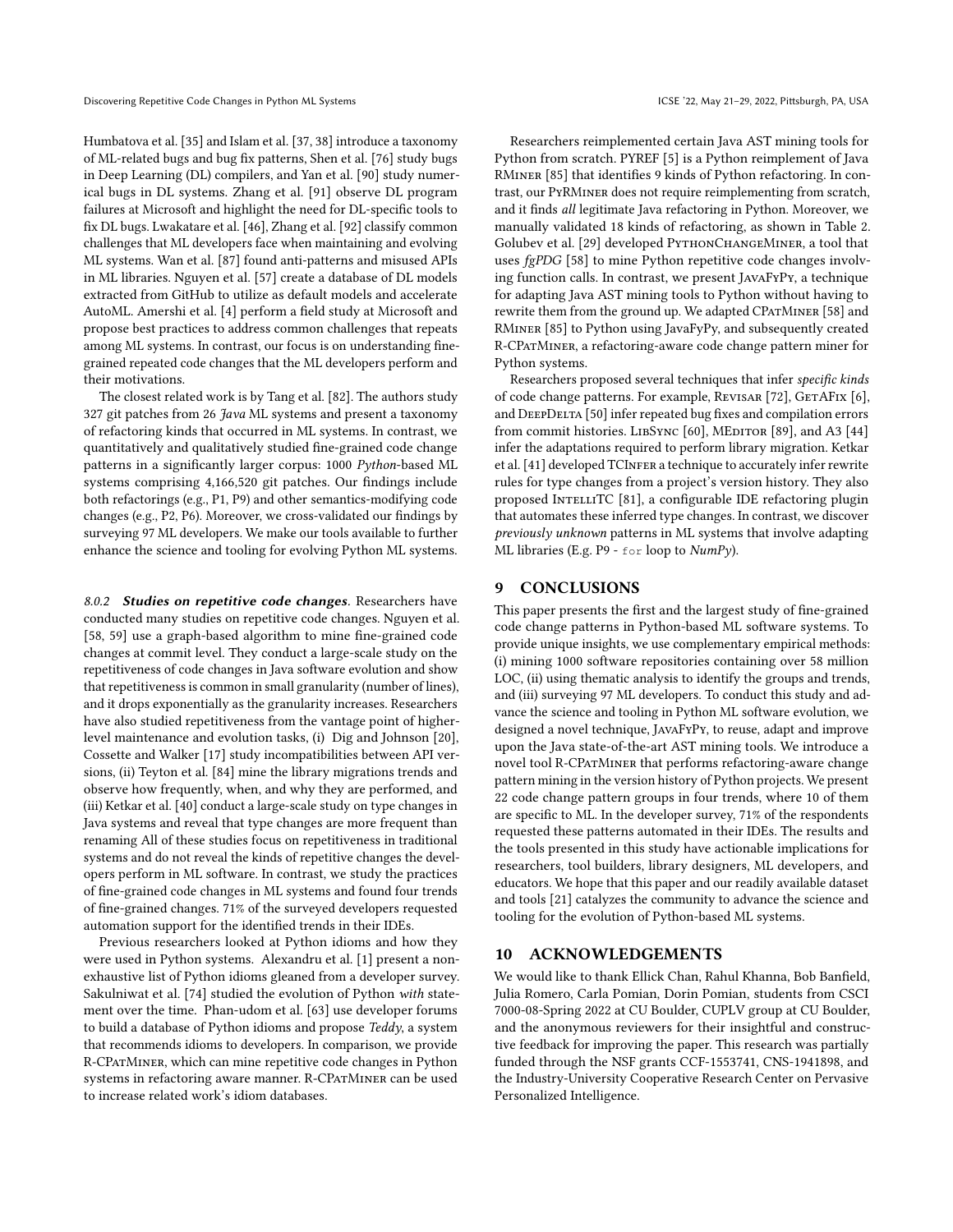Humbatova et al. [35] and Islam et al. [37, 38] introduce a taxonomy of ML-related bugs and bug fix patterns, Shen et al. [76] study bugs in Deep Learning (DL) compilers, and Yan et al. [90] study numerical bugs in DL systems. Zhang et al. [91] observe DL program failures at Microsoft and highlight the need for DL-specific tools to fix DL bugs. Lwakatare et al. [46], Zhang et al. [92] classify common challenges that ML developers face when maintaining and evolving ML systems. Wan et al. [87] found anti-patterns and misused APIs in ML libraries. Nguyen et al. [57] create a database of DL models extracted from GitHub to utilize as default models and accelerate AutoML. Amershi et al. [4] perform a field study at Microsoft and propose best practices to address common challenges that repeats among ML systems. In contrast, our focus is on understanding fine-grained repeated code changes that the ML developers perform and their motivations.

The closest related work is by Tang et al. [82]. The authors study 327 git patches from 26 *Java* ML systems and present a taxonomy of refactoring kinds that occurred in ML systems. In contrast, we quantitatively and qualitatively studied fine-grained code change patterns in a significantly larger corpus: 1000 *Python*-based ML systems comprising 4,166,520 git patches. Our findings include both refactorings (e.g., P1, P9) and other semantics-modifying code changes (e.g., P2, P6). Moreover, we cross-validated our findings by surveying 97 ML developers. We make our tools available to further enhance the science and tooling for evolving Python ML systems.

#### 8.0.2 *Studies on repetitive code changes*.

Researchers have conducted many studies on repetitive code changes. Nguyen et al. [58, 59] use a graph-based algorithm to mine fine-grained code changes at commit level. They conduct a large-scale study on the repetitiveness of code changes in Java software evolution and show that repetitiveness is common in small granularity (number of lines), and it drops exponentially as the granularity increases. Researchers have also studied repetitiveness from the vantage point of higher-level maintenance and evolution tasks, (i) Dig and Johnson [20], Cossette and Walker [17] study incompatibilities between API versions, (ii) Teyton et al. [84] mine the library migrations trends and observe how frequently, when, and why they are performed, and (iii) Ketkar et al. [40] conduct a large-scale study on type changes in Java systems and reveal that type changes are more frequent than renaming All of these studies focus on repetitiveness in traditional systems and do not reveal the kinds of repetitive changes the developers perform in ML software. In contrast, we study the practices of fine-grained code changes in ML systems and found four trends of fine-grained changes. 71% of the surveyed developers requested automation support for the identified trends in their IDEs.

Previous researchers looked at Python idioms and how they were used in Python systems. Alexandru et al. [1] present a non-exhaustive list of Python idioms gleaned from a developer survey. Sakulniwat et al. [74] studied the evolution of Python *with* statement over the time. Phan-udom et al. [63] use developer forums to build a database of Python idioms and propose *Teddy*, a system that recommends idioms to developers. In comparison, we provide R-CPatMiner, which can mine repetitive code changes in Python systems in refactoring aware manner. R-CPatMiner can be used to increase related work's idiom databases.

Researchers reimplemented certain Java AST mining tools for Python from scratch. PYREF [5] is a Python reimplement of Java RMiner [85] that identifies 9 kinds of Python refactoring. In contrast, our PyRMiner does not require reimplementing from scratch, and it finds *all* legitimate Java refactoring in Python. Moreover, we manually validated 18 kinds of refactoring, as shown in Table 2. Golubev et al. [29] developed PythonChangeMiner, a tool that uses *fgPDG* [58] to mine Python repetitive code changes involving function calls. In contrast, we present JavaFyPy, a technique for adapting Java AST mining tools to Python without having to rewrite them from the ground up. We adapted CPatMiner [58] and RMiner [85] to Python using JavaFyPy, and subsequently created R-CPatMiner, a refactoring-aware code change pattern miner for Python systems.

Researchers proposed several techniques that infer *specific kinds* of code change patterns. For example, Revisar [72], GetAFix [6], and DeepDelta [50] infer repeated bug fixes and compilation errors from commit histories. LibSync [60], MEditor [89], and A3 [44] infer the adaptations required to perform library migration. Ketkar et al. [41] developed TCInfer a technique to accurately infer rewrite rules for type changes from a project's version history. They also proposed IntelliTC [81], a configurable IDE refactoring plugin that automates these inferred type changes. In contrast, we discover *previously unknown* patterns in ML systems that involve adapting ML libraries (E.g. P9 - `for` loop to *NumPy*).

## 9 CONCLUSIONS

This paper presents the first and the largest study of fine-grained code change patterns in Python-based ML software systems. To provide unique insights, we use complementary empirical methods: (i) mining 1000 software repositories containing over 58 million LOC, (ii) using thematic analysis to identify the groups and trends, and (iii) surveying 97 ML developers. To conduct this study and advance the science and tooling in Python ML software evolution, we designed a novel technique, JavaFyPy, to reuse, adapt and improve upon the Java state-of-the-art AST mining tools. We introduce a novel tool R-CPatMiner that performs refactoring-aware change pattern mining in the version history of Python projects. We present 22 code change pattern groups in four trends, where 10 of them are specific to ML. In the developer survey, 71% of the respondents requested these patterns automated in their IDEs. The results and the tools presented in this study have actionable implications for researchers, tool builders, library designers, ML developers, and educators. We hope that this paper and our readily available dataset and tools [21] catalyzes the community to advance the science and tooling for the evolution of Python-based ML systems.

## 10 ACKNOWLEDGEMENTS

We would like to thank Ellick Chan, Rahul Khanna, Bob Banfield, Julia Romero, Carla Pomian, Dorin Pomian, students from CSCI 7000-08-Spring 2022 at CU Boulder, CUPLV group at CU Boulder, and the anonymous reviewers for their insightful and constructive feedback for improving the paper. This research was partially funded through the NSF grants CCF-1553741, CNS-1941898, and the Industry-University Cooperative Research Center on Pervasive Personalized Intelligence.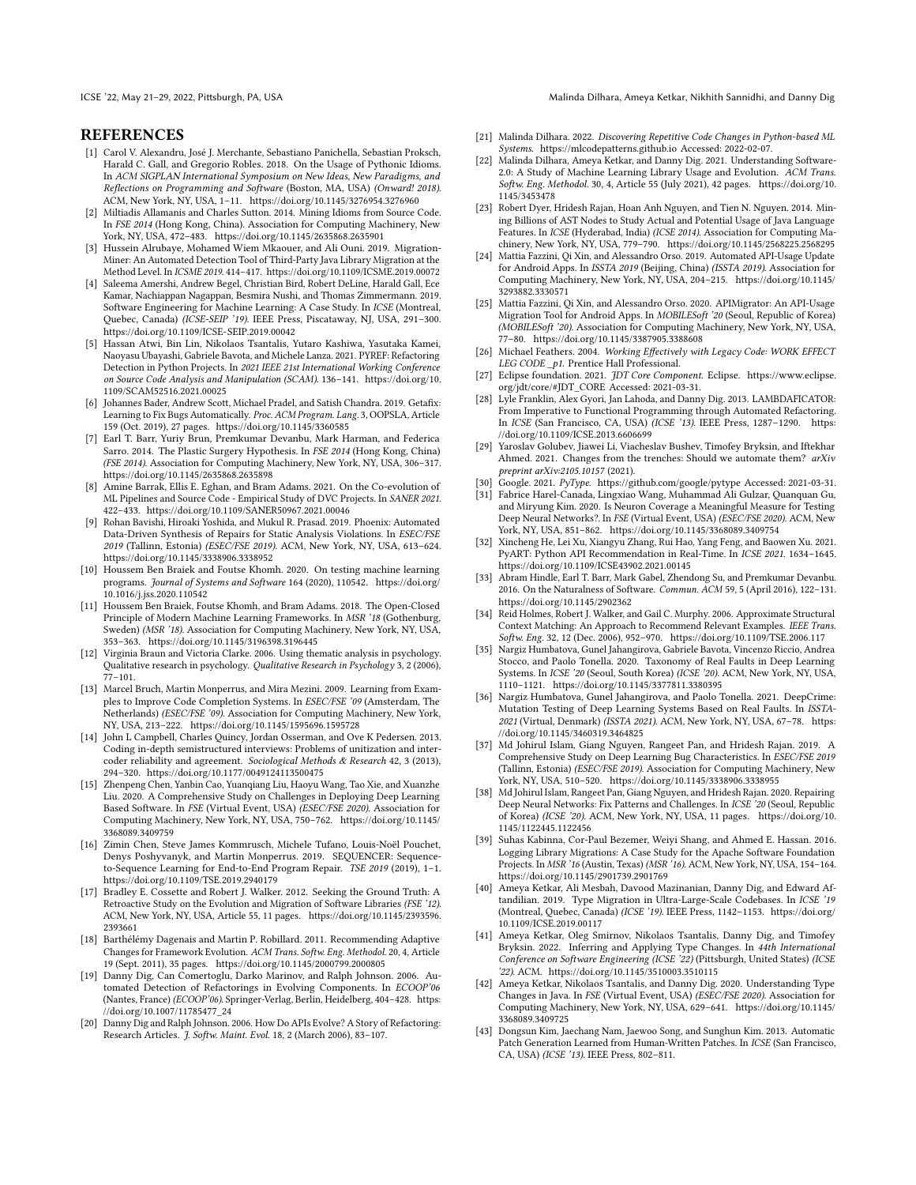# REFERENCES

- [1] Carol V. Alexandru, José J. Merchante, Sebastiano Panichella, Sebastian Proksch, Harald C. Gall, and Gregorio Robles. 2018. On the Usage of Pythonic Idioms. In *ACM SIGPLAN International Symposium on New Ideas, New Paradigms, and Reflections on Programming and Software* (Boston, MA, USA) *(Onward! 2018)*. ACM, New York, NY, USA, 1–11. https://doi.org/10.1145/3276954.3276960
- [2] Miltiadis Allamanis and Charles Sutton. 2014. Mining Idioms from Source Code. In *FSE 2014* (Hong Kong, China). Association for Computing Machinery, New York, NY, USA, 472–483. https://doi.org/10.1145/2635868.2635901
- [3] Hussein Alrubaye, Mohamed Wiem Mkaouer, and Ali Ouni. 2019. Migration-Miner: An Automated Detection Tool of Third-Party Java Library Migration at the Method Level. In *ICSME 2019*. 414–417. https://doi.org/10.1109/ICSME.2019.00072
- [4] Saleema Amershi, Andrew Begel, Christian Bird, Robert DeLine, Harald Gall, Ece Kamar, Nachiappan Nagappan, Besmira Nushi, and Thomas Zimmermann. 2019. Software Engineering for Machine Learning: A Case Study. In *ICSE* (Montreal, Quebec, Canada) *(ICSE-SEIP '19)*. IEEE Press, Piscataway, NJ, USA, 291–300. https://doi.org/10.1109/ICSE-SEIP.2019.00042
- [5] Hassan Atwi, Bin Lin, Nikolaos Tsantalis, Yutaro Kashiwa, Yasutaka Kamei, Naoyasu Ubayashi, Gabriele Bavota, and Michele Lanza. 2021. PYREF: Refactoring Detection in Python Projects. In *2021 IEEE 21st International Working Conference on Source Code Analysis and Manipulation (SCAM)*. 136–141. https://doi.org/10.1109/SCAM52516.2021.00025
- [6] Johannes Bader, Andrew Scott, Michael Pradel, and Satish Chandra. 2019. Getafix: Learning to Fix Bugs Automatically. *Proc. ACM Program. Lang.* 3, OOPSLA, Article 159 (Oct. 2019), 27 pages. https://doi.org/10.1145/3360585
- [7] Earl T. Barr, Yuriy Brun, Premkumar Devanbu, Mark Harman, and Federica Sarro. 2014. The Plastic Surgery Hypothesis. In *FSE 2014* (Hong Kong, China) *(FSE 2014)*. Association for Computing Machinery, New York, NY, USA, 306–317. https://doi.org/10.1145/2635868.2635898
- [8] Amine Barrak, Ellis E. Eghan, and Bram Adams. 2021. On the Co-evolution of ML Pipelines and Source Code - Empirical Study of DVC Projects. In *SANER 2021*. 422–433. https://doi.org/10.1109/SANER50967.2021.00046
- [9] Rohan Bavishi, Hiroaki Yoshida, and Mukul R. Prasad. 2019. Phoenix: Automated Data-Driven Synthesis of Repairs for Static Analysis Violations. In *ESEC/FSE 2019* (Tallinn, Estonia) *(ESEC/FSE 2019)*. ACM, New York, NY, USA, 613–624. https://doi.org/10.1145/3338906.3338952
- [10] Houssem Ben Braiek and Foutse Khomh. 2020. On testing machine learning programs. *Journal of Systems and Software* 164 (2020), 110542. https://doi.org/10.1016/j.jss.2020.110542
- [11] Houssem Ben Braiek, Foutse Khomh, and Bram Adams. 2018. The Open-Closed Principle of Modern Machine Learning Frameworks. In *MSR '18* (Gothenburg, Sweden) *(MSR '18)*. Association for Computing Machinery, New York, NY, USA, 353–363. https://doi.org/10.1145/3196398.3196445
- [12] Virginia Braun and Victoria Clarke. 2006. Using thematic analysis in psychology. Qualitative research in psychology. *Qualitative Research in Psychology* 3, 2 (2006), 77–101.
- [13] Marcel Bruch, Martin Monperrus, and Mira Mezini. 2009. Learning from Examples to Improve Code Completion Systems. In *ESEC/FSE '09* (Amsterdam, The Netherlands) *(ESEC/FSE '09)*. Association for Computing Machinery, New York, NY, USA, 213–222. https://doi.org/10.1145/1595696.1595728
- [14] John L Campbell, Charles Quincy, Jordan Osserman, and Ove K Pedersen. 2013. Coding in-depth semistructured interviews: Problems of unitization and intercoder reliability and agreement. *Sociological Methods & Research* 42, 3 (2013), 294–320. https://doi.org/10.1177/0049124113500475
- [15] Zhenpeng Chen, Yanbin Cao, Yuanqiang Liu, Haoyu Wang, Tao Xie, and Xuanzhe Liu. 2020. A Comprehensive Study on Challenges in Deploying Deep Learning Based Software. In *FSE* (Virtual Event, USA) *(ESEC/FSE 2020)*. Association for Computing Machinery, New York, NY, USA, 750–762. https://doi.org/10.1145/3368089.3409759
- [16] Zimin Chen, Steve James Kommrusch, Michele Tufano, Louis-Noël Pouchet, Denys Poshyvanyk, and Martin Monperrus. 2019. SEQUENCER: Sequence-to-Sequence Learning for End-to-End Program Repair. *TSE 2019* (2019), 1–1. https://doi.org/10.1109/TSE.2019.2940179
- [17] Bradley E. Cossette and Robert J. Walker. 2012. Seeking the Ground Truth: A Retroactive Study on the Evolution and Migration of Software Libraries *(FSE '12)*. ACM, New York, NY, USA, Article 55, 11 pages. https://doi.org/10.1145/2393596.2393661
- [18] Barthélémy Dagenais and Martin P. Robillard. 2011. Recommending Adaptive Changes for Framework Evolution. *ACM Trans. Softw. Eng. Methodol.* 20, 4, Article 19 (Sept. 2011), 35 pages. https://doi.org/10.1145/2000799.2000805
- [19] Danny Dig, Can Comertoglu, Darko Marinov, and Ralph Johnson. 2006. Automated Detection of Refactorings in Evolving Components. In *ECOOP'06* (Nantes, France) *(ECOOP'06)*. Springer-Verlag, Berlin, Heidelberg, 404–428. https://doi.org/10.1007/11785477_24
- [20] Danny Dig and Ralph Johnson. 2006. How Do APIs Evolve? A Story of Refactoring: Research Articles. *J. Softw. Maint. Evol.* 18, 2 (March 2006), 83–107.
- [21] Malinda Dilhara. 2022. *Discovering Repetitive Code Changes in Python-based ML Systems.* https://mlcodepatterns.github.io Accessed: 2022-02-07.
- [22] Malinda Dilhara, Ameya Ketkar, and Danny Dig. 2021. Understanding Software-2.0: A Study of Machine Learning Library Usage and Evolution. *ACM Trans. Softw. Eng. Methodol.* 30, 4, Article 55 (July 2021), 42 pages. https://doi.org/10.1145/3453478
- [23] Robert Dyer, Hridesh Rajan, Hoan Anh Nguyen, and Tien N. Nguyen. 2014. Mining Billions of AST Nodes to Study Actual and Potential Usage of Java Language Features. In *ICSE* (Hyderabad, India) *(ICSE 2014)*. Association for Computing Machinery, New York, NY, USA, 779–790. https://doi.org/10.1145/2568225.2568295
- [24] Mattia Fazzini, Qi Xin, and Alessandro Orso. 2019. Automated API-Usage Update for Android Apps. In *ISSTA 2019* (Beijing, China) *(ISSTA 2019)*. Association for Computing Machinery, New York, NY, USA, 204–215. https://doi.org/10.1145/3293882.3330571
- [25] Mattia Fazzini, Qi Xin, and Alessandro Orso. 2020. APIMigrator: An API-Usage Migration Tool for Android Apps. In *MOBILESoft '20* (Seoul, Republic of Korea) *(MOBILESoft '20)*. Association for Computing Machinery, New York, NY, USA, 77–80. https://doi.org/10.1145/3387905.3388608
- [26] Michael Feathers. 2004. *Working Effectively with Legacy Code: WORK EFFECT LEG CODE _p1.* Prentice Hall Professional.
- [27] Eclipse foundation. 2021. *JDT Core Component.* Eclipse. https://www.eclipse.org/jdt/core/#JDT_CORE Accessed: 2021-03-31.
- [28] Lyle Franklin, Alex Gyori, Jan Lahoda, and Danny Dig. 2013. LAMBDAFICATOR: From Imperative to Functional Programming through Automated Refactoring. In *ICSE* (San Francisco, CA, USA) *(ICSE '13)*. IEEE Press, 1287–1290. https://doi.org/10.1109/ICSE.2013.6606699
- [29] Yaroslav Golubev, Jiawei Li, Viacheslav Bushev, Timofey Bryksin, and Iftekhar Ahmed. 2021. Changes from the trenches: Should we automate them? *arXiv preprint arXiv:2105.10157* (2021).
- [30] Google. 2021. *PyType.* https://github.com/google/pytype Accessed: 2021-03-31.
- [31] Fabrice Harel-Canada, Lingxiao Wang, Muhammad Ali Gulzar, Quanquan Gu, and Miryung Kim. 2020. Is Neuron Coverage a Meaningful Measure for Testing Deep Neural Networks?. In *FSE* (Virtual Event, USA) *(ESEC/FSE 2020)*. ACM, New York, NY, USA, 851–862. https://doi.org/10.1145/3368089.3409754
- [32] Xincheng He, Lei Xu, Xiangyu Zhang, Rui Hao, Yang Feng, and Baowen Xu. 2021. PyART: Python API Recommendation in Real-Time. In *ICSE 2021*. 1634–1645. https://doi.org/10.1109/ICSE43902.2021.00145
- [33] Abram Hindle, Earl T. Barr, Mark Gabel, Zhendong Su, and Premkumar Devanbu. 2016. On the Naturalness of Software. *Commun. ACM* 59, 5 (April 2016), 122–131. https://doi.org/10.1145/2902362
- [34] Reid Holmes, Robert J. Walker, and Gail C. Murphy. 2006. Approximate Structural Context Matching: An Approach to Recommend Relevant Examples. *IEEE Trans. Softw. Eng.* 32, 12 (Dec. 2006), 952–970. https://doi.org/10.1109/TSE.2006.117
- [35] Nargiz Humbatova, Gunel Jahangirova, Gabriele Bavota, Vincenzo Riccio, Andrea Stocco, and Paolo Tonella. 2020. Taxonomy of Real Faults in Deep Learning Systems. In *ICSE '20* (Seoul, South Korea) *(ICSE '20)*. ACM, New York, NY, USA, 1110–1121. https://doi.org/10.1145/3377811.3380395
- [36] Nargiz Humbatova, Gunel Jahangirova, and Paolo Tonella. 2021. DeepCrime: Mutation Testing of Deep Learning Systems Based on Real Faults. In *ISSTA-2021* (Virtual, Denmark) *(ISSTA 2021)*. ACM, New York, NY, USA, 67–78. https://doi.org/10.1145/3460319.3464825
- [37] Md Johirul Islam, Giang Nguyen, Rangeet Pan, and Hridesh Rajan. 2019. A Comprehensive Study on Deep Learning Bug Characteristics. In *ESEC/FSE 2019* (Tallinn, Estonia) *(ESEC/FSE 2019)*. Association for Computing Machinery, New York, NY, USA, 510–520. https://doi.org/10.1145/3338906.3338955
- [38] Md Johirul Islam, Rangeet Pan, Giang Nguyen, and Hridesh Rajan. 2020. Repairing Deep Neural Networks: Fix Patterns and Challenges. In *ICSE '20* (Seoul, Republic of Korea) *(ICSE '20)*. ACM, New York, NY, USA, 11 pages. https://doi.org/10.1145/1122445.1122456
- [39] Suhas Kabinna, Cor-Paul Bezemer, Weiyi Shang, and Ahmed E. Hassan. 2016. Logging Library Migrations: A Case Study for the Apache Software Foundation Projects. In *MSR '16* (Austin, Texas) *(MSR '16)*. ACM, New York, NY, USA, 154–164. https://doi.org/10.1145/2901739.2901769
- [40] Ameya Ketkar, Ali Mesbah, Davood Mazinanian, Danny Dig, and Edward Aftandilian. 2019. Type Migration in Ultra-Large-Scale Codebases. In *ICSE '19* (Montreal, Quebec, Canada) *(ICSE '19)*. IEEE Press, 1142–1153. https://doi.org/10.1109/ICSE.2019.00117
- [41] Ameya Ketkar, Oleg Smirnov, Nikolaos Tsantalis, Danny Dig, and Timofey Bryksin. 2022. Inferring and Applying Type Changes. In *44th International Conference on Software Engineering (ICSE '22)* (Pittsburgh, United States) *(ICSE '22)*. ACM. https://doi.org/10.1145/3510003.3510115
- [42] Ameya Ketkar, Nikolaos Tsantalis, and Danny Dig. 2020. Understanding Type Changes in Java. In *FSE* (Virtual Event, USA) *(ESEC/FSE 2020)*. Association for Computing Machinery, New York, NY, USA, 629–641. https://doi.org/10.1145/3368089.3409725
- [43] Dongsun Kim, Jaechang Nam, Jaewoo Song, and Sunghun Kim. 2013. Automatic Patch Generation Learned from Human-Written Patches. In *ICSE* (San Francisco, CA, USA) *(ICSE '13)*. IEEE Press, 802–811.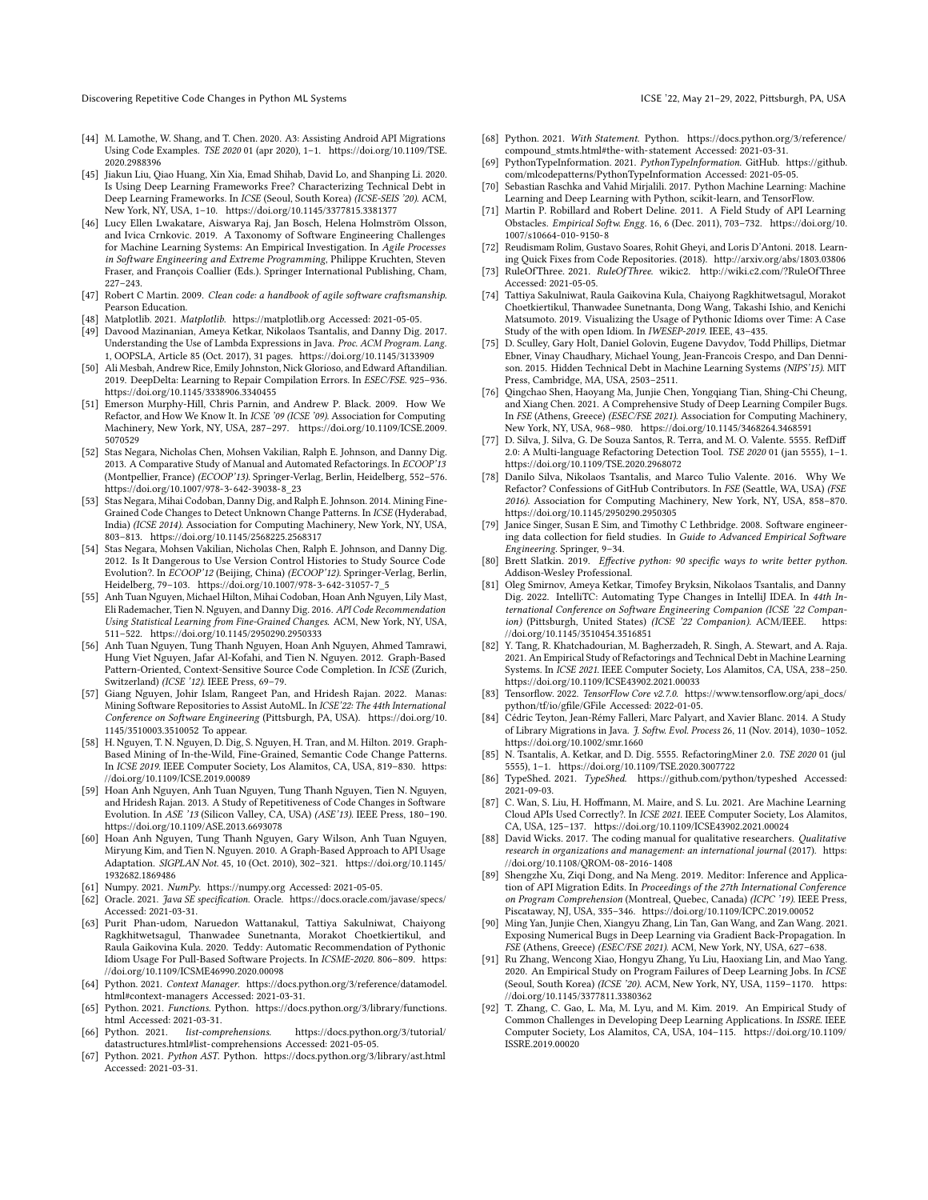- [44] M. Lamothe, W. Shang, and T. Chen. 2020. A3: Assisting Android API Migrations Using Code Examples. *TSE 2020* 01 (apr 2020), 1–1. https://doi.org/10.1109/TSE.2020.2988396
- [45] Jiakun Liu, Qiao Huang, Xin Xia, Emad Shihab, David Lo, and Shanping Li. 2020. Is Using Deep Learning Frameworks Free? Characterizing Technical Debt in Deep Learning Frameworks. In *ICSE* (Seoul, South Korea) *(ICSE-SEIS '20)*. ACM, New York, NY, USA, 1–10. https://doi.org/10.1145/3377815.3381377
- [46] Lucy Ellen Lwakatare, Aiswarya Raj, Jan Bosch, Helena Holmström Olsson, and Ivica Crnkovic. 2019. A Taxonomy of Software Engineering Challenges for Machine Learning Systems: An Empirical Investigation. In *Agile Processes in Software Engineering and Extreme Programming*, Philippe Kruchten, Steven Fraser, and François Coallier (Eds.). Springer International Publishing, Cham, 227–243.
- [47] Robert C Martin. 2009. *Clean code: a handbook of agile software craftsmanship*. Pearson Education.
- [48] Matplotlib. 2021. *Matplotlib*. https://matplotlib.org Accessed: 2021-05-05.
- [49] Davood Mazinanian, Ameya Ketkar, Nikolaos Tsantalis, and Danny Dig. 2017. Understanding the Use of Lambda Expressions in Java. *Proc. ACM Program. Lang.* 1, OOPSLA, Article 85 (Oct. 2017), 31 pages. https://doi.org/10.1145/3133909
- [50] Ali Mesbah, Andrew Rice, Emily Johnston, Nick Glorioso, and Edward Aftandilian. 2019. DeepDelta: Learning to Repair Compilation Errors. In *ESEC/FSE*. 925–936. https://doi.org/10.1145/3338906.3340455
- [51] Emerson Murphy-Hill, Chris Parnin, and Andrew P. Black. 2009. How We Refactor, and How We Know It. In *ICSE '09 (ICSE '09)*. Association for Computing Machinery, New York, NY, USA, 287–297. https://doi.org/10.1109/ICSE.2009.5070529
- [52] Stas Negara, Nicholas Chen, Mohsen Vakilian, Ralph E. Johnson, and Danny Dig. 2013. A Comparative Study of Manual and Automated Refactorings. In *ECOOP'13* (Montpellier, France) *(ECOOP'13)*. Springer-Verlag, Berlin, Heidelberg, 552–576. https://doi.org/10.1007/978-3-642-39038-8_23
- [53] Stas Negara, Mihai Codoban, Danny Dig, and Ralph E. Johnson. 2014. Mining Fine-Grained Code Changes to Detect Unknown Change Patterns. In *ICSE* (Hyderabad, India) *(ICSE 2014)*. Association for Computing Machinery, New York, NY, USA, 803–813. https://doi.org/10.1145/2568225.2568317
- [54] Stas Negara, Mohsen Vakilian, Nicholas Chen, Ralph E. Johnson, and Danny Dig. 2012. Is It Dangerous to Use Version Control Histories to Study Source Code Evolution?. In *ECOOP'12* (Beijing, China) *(ECOOP'12)*. Springer-Verlag, Berlin, Heidelberg, 79–103. https://doi.org/10.1007/978-3-642-31057-7_5
- [55] Anh Tuan Nguyen, Michael Hilton, Mihai Codoban, Hoan Anh Nguyen, Lily Mast, Eli Rademacher, Tien N. Nguyen, and Danny Dig. 2016. *API Code Recommendation Using Statistical Learning from Fine-Grained Changes*. ACM, New York, NY, USA, 511–522. https://doi.org/10.1145/2950290.2950333
- [56] Anh Tuan Nguyen, Tung Thanh Nguyen, Hoan Anh Nguyen, Ahmed Tamrawi, Hung Viet Nguyen, Jafar Al-Kofahi, and Tien N. Nguyen. 2012. Graph-Based Pattern-Oriented, Context-Sensitive Source Code Completion. In *ICSE* (Zurich, Switzerland) *(ICSE '12)*. IEEE Press, 69–79.
- [57] Giang Nguyen, Johir Islam, Rangeet Pan, and Hridesh Rajan. 2022. Manas: Mining Software Repositories to Assist AutoML. In *ICSE'22: The 44th International Conference on Software Engineering* (Pittsburgh, PA, USA). https://doi.org/10.1145/3510003.3510052 To appear.
- [58] H. Nguyen, T. N. Nguyen, D. Dig, S. Nguyen, H. Tran, and M. Hilton. 2019. Graph-Based Mining of In-the-Wild, Fine-Grained, Semantic Code Change Patterns. In *ICSE 2019*. IEEE Computer Society, Los Alamitos, CA, USA, 819–830. https://doi.org/10.1109/ICSE.2019.00089
- [59] Hoan Anh Nguyen, Anh Tuan Nguyen, Tung Thanh Nguyen, Tien N. Nguyen, and Hridesh Rajan. 2013. A Study of Repetitiveness of Code Changes in Software Evolution. In *ASE '13* (Silicon Valley, CA, USA) *(ASE'13)*. IEEE Press, 180–190. https://doi.org/10.1109/ASE.2013.6693078
- [60] Hoan Anh Nguyen, Tung Thanh Nguyen, Gary Wilson, Anh Tuan Nguyen, Miryung Kim, and Tien N. Nguyen. 2010. A Graph-Based Approach to API Usage Adaptation. *SIGPLAN Not.* 45, 10 (Oct. 2010), 302–321. https://doi.org/10.1145/1932682.1869486
- [61] Numpy. 2021. *NumPy*. https://numpy.org Accessed: 2021-05-05.
- [62] Oracle. 2021. *Java SE specification*. Oracle. https://docs.oracle.com/javase/specs/ Accessed: 2021-03-31.
- [63] Purit Phan-udom, Naruedon Wattanakul, Tattiya Sakulniwat, Chaiyong Ragkhitwetsagul, Thanwadee Sunetnanta, Morakot Choetkiertikul, and Raula Gaikovina Kula. 2020. Teddy: Automatic Recommendation of Pythonic Idiom Usage For Pull-Based Software Projects. In *ICSME-2020*. 806–809. https://doi.org/10.1109/ICSME46990.2020.00098
- [64] Python. 2021. *Context Manager*. https://docs.python.org/3/reference/datamodel.html#context-managers Accessed: 2021-03-31.
- [65] Python. 2021. *Functions*. Python. https://docs.python.org/3/library/functions.html Accessed: 2021-03-31.
- [66] Python. 2021. *list-comprehensions*. https://docs.python.org/3/tutorial/datastructures.html#list-comprehensions Accessed: 2021-05-05.
- [67] Python. 2021. *Python AST*. Python. https://docs.python.org/3/library/ast.html Accessed: 2021-03-31.
- [68] Python. 2021. *With Statement*. Python. https://docs.python.org/3/reference/compound_stmts.html#the-with-statement Accessed: 2021-03-31.
- [69] PythonTypeInformation. 2021. *PythonTypeInformation*. GitHub. https://github.com/mlcodepatterns/PythonTypeInformation Accessed: 2021-05-05.
- [70] Sebastian Raschka and Vahid Mirjalili. 2017. Python Machine Learning: Machine Learning and Deep Learning with Python, scikit-learn, and TensorFlow.
- [71] Martin P. Robillard and Robert Deline. 2011. A Field Study of API Learning Obstacles. *Empirical Softw. Engg.* 16, 6 (Dec. 2011), 703–732. https://doi.org/10.1007/s10664-010-9150-8
- [72] Reudismam Rolim, Gustavo Soares, Rohit Gheyi, and Loris D'Antoni. 2018. Learning Quick Fixes from Code Repositories. (2018). http://arxiv.org/abs/1803.03806
- [73] RuleOfThree. 2021. *RuleOfThree*. wikic2. http://wiki.c2.com/?RuleOfThree Accessed: 2021-05-05.
- [74] Tattiya Sakulniwat, Raula Gaikovina Kula, Chaiyong Ragkhitwetsagul, Morakot Choetkiertikul, Thanwadee Sunetnanta, Dong Wang, Takashi Ishio, and Kenichi Matsumoto. 2019. Visualizing the Usage of Pythonic Idioms over Time: A Case Study of the with open Idiom. In *IWESEP-2019*. IEEE, 43–435.
- [75] D. Sculley, Gary Holt, Daniel Golovin, Eugene Davydov, Todd Phillips, Dietmar Ebner, Vinay Chaudhary, Michael Young, Jean-Francois Crespo, and Dan Dennison. 2015. Hidden Technical Debt in Machine Learning Systems *(NIPS'15)*. MIT Press, Cambridge, MA, USA, 2503–2511.
- [76] Qingchao Shen, Haoyang Ma, Junjie Chen, Yongqiang Tian, Shing-Chi Cheung, and Xiang Chen. 2021. A Comprehensive Study of Deep Learning Compiler Bugs. In *FSE* (Athens, Greece) *(ESEC/FSE 2021)*. Association for Computing Machinery, New York, NY, USA, 968–980. https://doi.org/10.1145/3468264.3468591
- [77] D. Silva, J. Silva, G. De Souza Santos, R. Terra, and M. O. Valente. 5555. RefDiff 2.0: A Multi-language Refactoring Detection Tool. *TSE 2020* 01 (jan 5555), 1–1. https://doi.org/10.1109/TSE.2020.2968072
- [78] Danilo Silva, Nikolaos Tsantalis, and Marco Tulio Valente. 2016. Why We Refactor? Confessions of GitHub Contributors. In *FSE* (Seattle, WA, USA) *(FSE 2016)*. Association for Computing Machinery, New York, NY, USA, 858–870. https://doi.org/10.1145/2950290.2950305
- [79] Janice Singer, Susan E Sim, and Timothy C Lethbridge. 2008. Software engineering data collection for field studies. In *Guide to Advanced Empirical Software Engineering*. Springer, 9–34.
- [80] Brett Slatkin. 2019. *Effective python: 90 specific ways to write better python*. Addison-Wesley Professional.
- [81] Oleg Smirnov, Ameya Ketkar, Timofey Bryksin, Nikolaos Tsantalis, and Danny Dig. 2022. IntelliTC: Automating Type Changes in IntelliJ IDEA. In *44th International Conference on Software Engineering Companion (ICSE '22 Companion)* (Pittsburgh, United States) *(ICSE '22 Companion)*. ACM/IEEE. https://doi.org/10.1145/3510454.3516851
- [82] Y. Tang, R. Khatchadourian, M. Bagherzadeh, R. Singh, A. Stewart, and A. Raja. 2021. An Empirical Study of Refactorings and Technical Debt in Machine Learning Systems. In *ICSE 2021*. IEEE Computer Society, Los Alamitos, CA, USA, 238–250. https://doi.org/10.1109/ICSE43902.2021.00033
- [83] Tensorflow. 2022. *TensorFlow Core v2.7.0*. https://www.tensorflow.org/api_docs/python/tf/io/gfile/GFile Accessed: 2022-01-05.
- [84] Cédric Teyton, Jean-Rémy Falleri, Marc Palyart, and Xavier Blanc. 2014. A Study of Library Migrations in Java. *J. Softw. Evol. Process* 26, 11 (Nov. 2014), 1030–1052. https://doi.org/10.1002/smr.1660
- [85] N. Tsantalis, A. Ketkar, and D. Dig. 5555. RefactoringMiner 2.0. *TSE 2020* 01 (jul 5555), 1–1. https://doi.org/10.1109/TSE.2020.3007722
- [86] TypeShed. 2021. *TypeShed*. https://github.com/python/typeshed Accessed: 2021-09-03.
- [87] C. Wan, S. Liu, H. Hoffmann, M. Maire, and S. Lu. 2021. Are Machine Learning Cloud APIs Used Correctly?. In *ICSE 2021*. IEEE Computer Society, Los Alamitos, CA, USA, 125–137. https://doi.org/10.1109/ICSE43902.2021.00024
- [88] David Wicks. 2017. The coding manual for qualitative researchers. *Qualitative research in organizations and management: an international journal* (2017). https://doi.org/10.1108/QROM-08-2016-1408
- [89] Shengzhe Xu, Ziqi Dong, and Na Meng. 2019. Meditor: Inference and Application of API Migration Edits. In *Proceedings of the 27th International Conference on Program Comprehension* (Montreal, Quebec, Canada) *(ICPC '19)*. IEEE Press, Piscataway, NJ, USA, 335–346. https://doi.org/10.1109/ICPC.2019.00052
- [90] Ming Yan, Junjie Chen, Xiangyu Zhang, Lin Tan, Gan Wang, and Zan Wang. 2021. Exposing Numerical Bugs in Deep Learning via Gradient Back-Propagation. In *FSE* (Athens, Greece) *(ESEC/FSE 2021)*. ACM, New York, NY, USA, 627–638.
- [91] Ru Zhang, Wencong Xiao, Hongyu Zhang, Yu Liu, Haoxiang Lin, and Mao Yang. 2020. An Empirical Study on Program Failures of Deep Learning Jobs. In *ICSE* (Seoul, South Korea) *(ICSE '20)*. ACM, New York, NY, USA, 1159–1170. https://doi.org/10.1145/3377811.3380362
- [92] T. Zhang, C. Gao, L. Ma, M. Lyu, and M. Kim. 2019. An Empirical Study of Common Challenges in Developing Deep Learning Applications. In *ISSRE*. IEEE Computer Society, Los Alamitos, CA, USA, 104–115. https://doi.org/10.1109/ISSRE.2019.00020